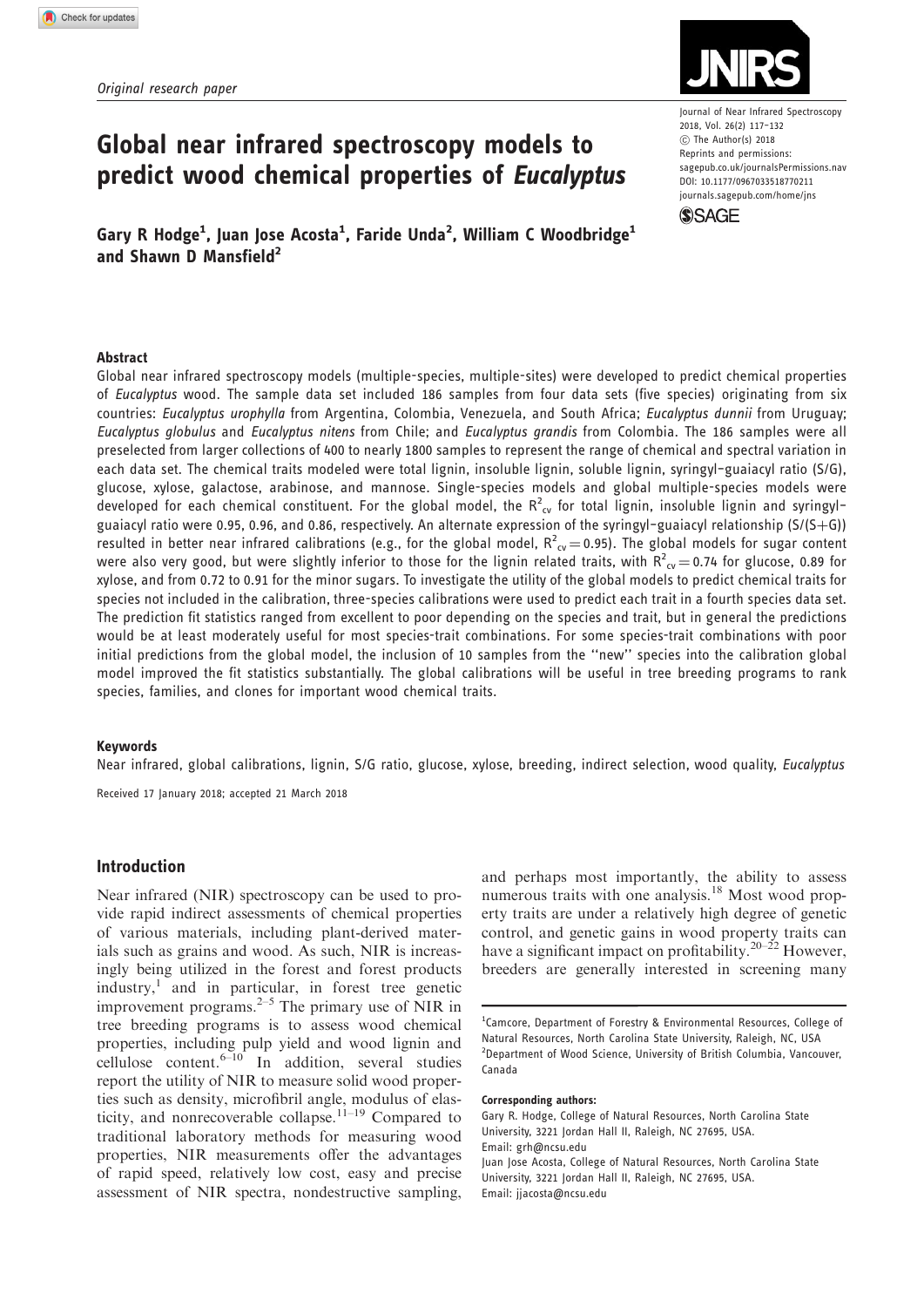Original research paper

# Global near infrared spectroscopy models to predict wood chemical properties of *Eucalyptus*

Gary R Hodge[1], Juan Jose Acosta[1], Faride Unda[2], William C Woodbridge[1] and Shawn D Mansfield[2]

Journal of Near Infrared Spectroscopy 2018, Vol. 26(2) 117–132
© The Author(s) 2018
Reprints and permissions: sagepub.co.uk/journalsPermissions.nav
DOI: 10.1177/0967033518770211
journals.sagepub.com/home/jns

## Abstract

Global near infrared spectroscopy models (multiple-species, multiple-sites) were developed to predict chemical properties of *Eucalyptus* wood. The sample data set included 186 samples from four data sets (five species) originating from six countries: *Eucalyptus urophylla* from Argentina, Colombia, Venezuela, and South Africa; *Eucalyptus dunnii* from Uruguay; *Eucalyptus globulus* and *Eucalyptus nitens* from Chile; and *Eucalyptus grandis* from Colombia. The 186 samples were all preselected from larger collections of 400 to nearly 1800 samples to represent the range of chemical and spectral variation in each data set. The chemical traits modeled were total lignin, insoluble lignin, soluble lignin, syringyl–guaiacyl ratio (S/G), glucose, xylose, galactose, arabinose, and mannose. Single-species models and global multiple-species models were developed for each chemical constituent. For the global model, the $R^2_{cv}$ for total lignin, insoluble lignin and syringyl–guaiacyl ratio were 0.95, 0.96, and 0.86, respectively. An alternate expression of the syringyl–guaiacyl relationship (S/(S+G)) resulted in better near infrared calibrations (e.g., for the global model, $R^2_{cv}=0.95$). The global models for sugar content were also very good, but were slightly inferior to those for the lignin related traits, with $R^2_{cv}=0.74$ for glucose, 0.89 for xylose, and from 0.72 to 0.91 for the minor sugars. To investigate the utility of the global models to predict chemical traits for species not included in the calibration, three-species calibrations were used to predict each trait in a fourth species data set. The prediction fit statistics ranged from excellent to poor depending on the species and trait, but in general the predictions would be at least moderately useful for most species-trait combinations. For some species-trait combinations with poor initial predictions from the global model, the inclusion of 10 samples from the "new" species into the calibration global model improved the fit statistics substantially. The global calibrations will be useful in tree breeding programs to rank species, families, and clones for important wood chemical traits.

### Keywords

Near infrared, global calibrations, lignin, S/G ratio, glucose, xylose, breeding, indirect selection, wood quality, *Eucalyptus*

Received 17 January 2018; accepted 21 March 2018

## Introduction

Near infrared (NIR) spectroscopy can be used to provide rapid indirect assessments of chemical properties of various materials, including plant-derived materials such as grains and wood. As such, NIR is increasingly being utilized in the forest and forest products industry,[1] and in particular, in forest tree genetic improvement programs.[2–5] The primary use of NIR in tree breeding programs is to assess wood chemical properties, including pulp yield and wood lignin and cellulose content.[6–10] In addition, several studies report the utility of NIR to measure solid wood properties such as density, microfibril angle, modulus of elasticity, and nonrecoverable collapse.[11–19] Compared to traditional laboratory methods for measuring wood properties, NIR measurements offer the advantages of rapid speed, relatively low cost, easy and precise assessment of NIR spectra, nondestructive sampling, and perhaps most importantly, the ability to assess numerous traits with one analysis.[18] Most wood property traits are under a relatively high degree of genetic control, and genetic gains in wood property traits can have a significant impact on profitability.[20–22] However, breeders are generally interested in screening many

[1]Camcore, Department of Forestry & Environmental Resources, College of Natural Resources, North Carolina State University, Raleigh, NC, USA
[2]Department of Wood Science, University of British Columbia, Vancouver, Canada

**Corresponding authors:**
Gary R. Hodge, College of Natural Resources, North Carolina State University, 3221 Jordan Hall II, Raleigh, NC 27695, USA.
Email: grh@ncsu.edu
Juan Jose Acosta, College of Natural Resources, North Carolina State University, 3221 Jordan Hall II, Raleigh, NC 27695, USA.
Email: jjacosta@ncsu.edu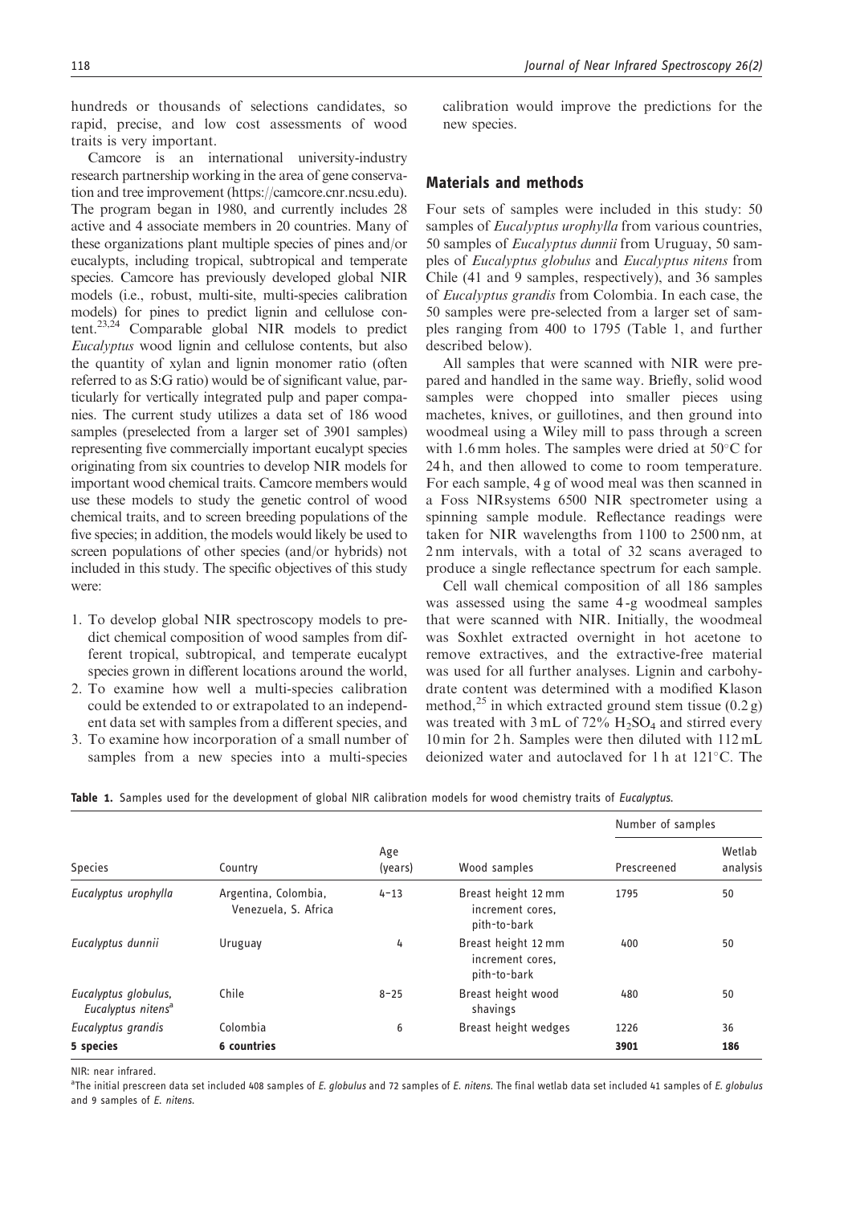hundreds or thousands of selections candidates, so rapid, precise, and low cost assessments of wood traits is very important.

Camcore is an international university-industry research partnership working in the area of gene conservation and tree improvement (https://camcore.cnr.ncsu.edu). The program began in 1980, and currently includes 28 active and 4 associate members in 20 countries. Many of these organizations plant multiple species of pines and/or eucalypts, including tropical, subtropical and temperate species. Camcore has previously developed global NIR models (i.e., robust, multi-site, multi-species calibration models) for pines to predict lignin and cellulose content.[23,24] Comparable global NIR models to predict *Eucalyptus* wood lignin and cellulose contents, but also the quantity of xylan and lignin monomer ratio (often referred to as S:G ratio) would be of significant value, particularly for vertically integrated pulp and paper companies. The current study utilizes a data set of 186 wood samples (preselected from a larger set of 3901 samples) representing five commercially important eucalypt species originating from six countries to develop NIR models for important wood chemical traits. Camcore members would use these models to study the genetic control of wood chemical traits, and to screen breeding populations of the five species; in addition, the models would likely be used to screen populations of other species (and/or hybrids) not included in this study. The specific objectives of this study were:

1. To develop global NIR spectroscopy models to predict chemical composition of wood samples from different tropical, subtropical, and temperate eucalypt species grown in different locations around the world,
2. To examine how well a multi-species calibration could be extended to or extrapolated to an independent data set with samples from a different species, and
3. To examine how incorporation of a small number of samples from a new species into a multi-species calibration would improve the predictions for the new species.

## Materials and methods

Four sets of samples were included in this study: 50 samples of *Eucalyptus urophylla* from various countries, 50 samples of *Eucalyptus dunnii* from Uruguay, 50 samples of *Eucalyptus globulus* and *Eucalyptus nitens* from Chile (41 and 9 samples, respectively), and 36 samples of *Eucalyptus grandis* from Colombia. In each case, the 50 samples were pre-selected from a larger set of samples ranging from 400 to 1795 (Table 1, and further described below).

All samples that were scanned with NIR were prepared and handled in the same way. Briefly, solid wood samples were chopped into smaller pieces using machetes, knives, or guillotines, and then ground into woodmeal using a Wiley mill to pass through a screen with 1.6 mm holes. The samples were dried at 50°C for 24 h, and then allowed to come to room temperature. For each sample, 4 g of wood meal was then scanned in a Foss NIRsystems 6500 NIR spectrometer using a spinning sample module. Reflectance readings were taken for NIR wavelengths from 1100 to 2500 nm, at 2 nm intervals, with a total of 32 scans averaged to produce a single reflectance spectrum for each sample.

Cell wall chemical composition of all 186 samples was assessed using the same 4-g woodmeal samples that were scanned with NIR. Initially, the woodmeal was Soxhlet extracted overnight in hot acetone to remove extractives, and the extractive-free material was used for all further analyses. Lignin and carbohydrate content was determined with a modified Klason method,[25] in which extracted ground stem tissue (0.2 g) was treated with 3 mL of 72% $H_2SO_4$ and stirred every 10 min for 2 h. Samples were then diluted with 112 mL deionized water and autoclaved for 1 h at 121°C. The

**Table 1.** Samples used for the development of global NIR calibration models for wood chemistry traits of *Eucalyptus*.

| Species | Country | Age (years) | Wood samples | Number of samples | |
|---|---|---|---|---|---|
| | | | | Prescreened | Wetlab analysis |
| *Eucalyptus urophylla* | Argentina, Colombia, Venezuela, S. Africa | 4–13 | Breast height 12 mm increment cores, pith-to-bark | 1795 | 50 |
| *Eucalyptus dunnii* | Uruguay | 4 | Breast height 12 mm increment cores, pith-to-bark | 400 | 50 |
| *Eucalyptus globulus*, *Eucalyptus nitens*[a] | Chile | 8–25 | Breast height wood shavings | 480 | 50 |
| *Eucalyptus grandis* | Colombia | 6 | Breast height wedges | 1226 | 36 |
| **5 species** | **6 countries** | | | **3901** | **186** |

NIR: near infrared.

[a]The initial prescreen data set included 408 samples of *E. globulus* and 72 samples of *E. nitens*. The final wetlab data set included 41 samples of *E. globulus* and 9 samples of *E. nitens*.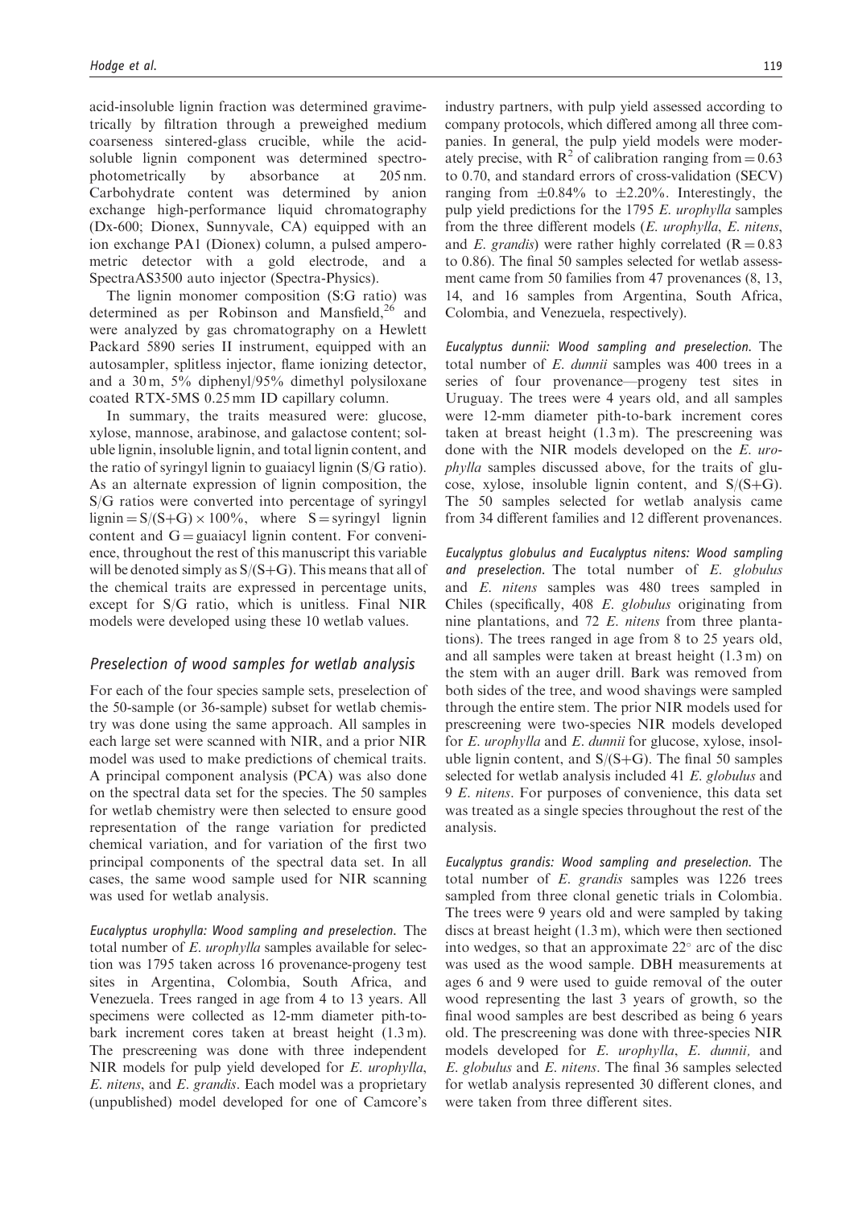acid-insoluble lignin fraction was determined gravimetrically by filtration through a preweighed medium coarseness sintered-glass crucible, while the acid-soluble lignin component was determined spectrophotometrically by absorbance at 205 nm. Carbohydrate content was determined by anion exchange high-performance liquid chromatography (Dx-600; Dionex, Sunnyvale, CA) equipped with an ion exchange PA1 (Dionex) column, a pulsed amperometric detector with a gold electrode, and a SpectraAS3500 auto injector (Spectra-Physics).

The lignin monomer composition (S:G ratio) was determined as per Robinson and Mansfield,[26] and were analyzed by gas chromatography on a Hewlett Packard 5890 series II instrument, equipped with an autosampler, splitless injector, flame ionizing detector, and a 30 m, 5% diphenyl/95% dimethyl polysiloxane coated RTX-5MS 0.25 mm ID capillary column.

In summary, the traits measured were: glucose, xylose, mannose, arabinose, and galactose content; soluble lignin, insoluble lignin, and total lignin content, and the ratio of syringyl lignin to guaiacyl lignin (S/G ratio). As an alternate expression of lignin composition, the S/G ratios were converted into percentage of syringyl lignin = $S/(S+G) \times 100\%$, where S = syringyl lignin content and G = guaiacyl lignin content. For convenience, throughout the rest of this manuscript this variable will be denoted simply as $S/(S+G)$. This means that all of the chemical traits are expressed in percentage units, except for S/G ratio, which is unitless. Final NIR models were developed using these 10 wetlab values.

## Preselection of wood samples for wetlab analysis

For each of the four species sample sets, preselection of the 50-sample (or 36-sample) subset for wetlab chemistry was done using the same approach. All samples in each large set were scanned with NIR, and a prior NIR model was used to make predictions of chemical traits. A principal component analysis (PCA) was also done on the spectral data set for the species. The 50 samples for wetlab chemistry were then selected to ensure good representation of the range variation for predicted chemical variation, and for variation of the first two principal components of the spectral data set. In all cases, the same wood sample used for NIR scanning was used for wetlab analysis.

*Eucalyptus urophylla: Wood sampling and preselection.* The total number of *E. urophylla* samples available for selection was 1795 taken across 16 provenance-progeny test sites in Argentina, Colombia, South Africa, and Venezuela. Trees ranged in age from 4 to 13 years. All specimens were collected as 12-mm diameter pith-to-bark increment cores taken at breast height (1.3 m). The prescreening was done with three independent NIR models for pulp yield developed for *E. urophylla*, *E. nitens*, and *E. grandis*. Each model was a proprietary (unpublished) model developed for one of Camcore's industry partners, with pulp yield assessed according to company protocols, which differed among all three companies. In general, the pulp yield models were moderately precise, with $R^2$ of calibration ranging from = 0.63 to 0.70, and standard errors of cross-validation (SECV) ranging from $\pm 0.84\%$ to $\pm 2.20\%$. Interestingly, the pulp yield predictions for the 1795 *E. urophylla* samples from the three different models (*E. urophylla*, *E. nitens*, and *E. grandis*) were rather highly correlated ($R = 0.83$ to 0.86). The final 50 samples selected for wetlab assessment came from 50 families from 47 provenances (8, 13, 14, and 16 samples from Argentina, South Africa, Colombia, and Venezuela, respectively).

*Eucalyptus dunnii: Wood sampling and preselection.* The total number of *E. dunnii* samples was 400 trees in a series of four provenance—progeny test sites in Uruguay. The trees were 4 years old, and all samples were 12-mm diameter pith-to-bark increment cores taken at breast height (1.3 m). The prescreening was done with the NIR models developed on the *E. urophylla* samples discussed above, for the traits of glucose, xylose, insoluble lignin content, and $S/(S+G)$. The 50 samples selected for wetlab analysis came from 34 different families and 12 different provenances.

*Eucalyptus globulus and Eucalyptus nitens: Wood sampling and preselection.* The total number of *E. globulus* and *E. nitens* samples was 480 trees sampled in Chiles (specifically, 408 *E. globulus* originating from nine plantations, and 72 *E. nitens* from three plantations). The trees ranged in age from 8 to 25 years old, and all samples were taken at breast height (1.3 m) on the stem with an auger drill. Bark was removed from both sides of the tree, and wood shavings were sampled through the entire stem. The prior NIR models used for prescreening were two-species NIR models developed for *E. urophylla* and *E. dunnii* for glucose, xylose, insoluble lignin content, and $S/(S+G)$. The final 50 samples selected for wetlab analysis included 41 *E. globulus* and 9 *E. nitens*. For purposes of convenience, this data set was treated as a single species throughout the rest of the analysis.

*Eucalyptus grandis: Wood sampling and preselection.* The total number of *E. grandis* samples was 1226 trees sampled from three clonal genetic trials in Colombia. The trees were 9 years old and were sampled by taking discs at breast height (1.3 m), which were then sectioned into wedges, so that an approximate 22° arc of the disc was used as the wood sample. DBH measurements at ages 6 and 9 were used to guide removal of the outer wood representing the last 3 years of growth, so the final wood samples are best described as being 6 years old. The prescreening was done with three-species NIR models developed for *E. urophylla*, *E. dunnii,* and *E. globulus* and *E. nitens*. The final 36 samples selected for wetlab analysis represented 30 different clones, and were taken from three different sites.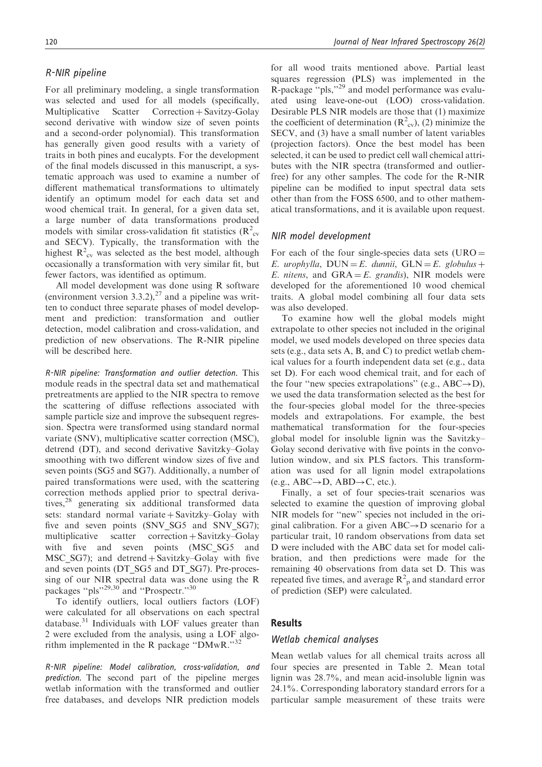### R-NIR pipeline

For all preliminary modeling, a single transformation was selected and used for all models (specifically, Multiplicative Scatter Correction + Savitzy-Golay second derivative with window size of seven points and a second-order polynomial). This transformation has generally given good results with a variety of traits in both pines and eucalypts. For the development of the final models discussed in this manuscript, a systematic approach was used to examine a number of different mathematical transformations to ultimately identify an optimum model for each data set and wood chemical trait. In general, for a given data set, a large number of data transformations produced models with similar cross-validation fit statistics ($R^2_{cv}$ and SECV). Typically, the transformation with the highest $R^2_{cv}$ was selected as the best model, although occasionally a transformation with very similar fit, but fewer factors, was identified as optimum.

All model development was done using R software (environment version 3.3.2),[27] and a pipeline was written to conduct three separate phases of model development and prediction: transformation and outlier detection, model calibration and cross-validation, and prediction of new observations. The R-NIR pipeline will be described here.

*R-NIR pipeline: Transformation and outlier detection.* This module reads in the spectral data set and mathematical pretreatments are applied to the NIR spectra to remove the scattering of diffuse reflections associated with sample particle size and improve the subsequent regression. Spectra were transformed using standard normal variate (SNV), multiplicative scatter correction (MSC), detrend (DT), and second derivative Savitzky–Golay smoothing with two different window sizes of five and seven points (SG5 and SG7). Additionally, a number of paired transformations were used, with the scattering correction methods applied prior to spectral derivatives,[28] generating six additional transformed data sets: standard normal variate + Savitzky–Golay with five and seven points (SNV_SG5 and SNV_SG7); multiplicative scatter correction + Savitzky–Golay with five and seven points (MSC_SG5 and MSC_SG7); and detrend + Savitzky–Golay with five and seven points (DT_SG5 and DT_SG7). Pre-processing of our NIR spectral data was done using the R packages "pls"[29,30] and "Prospectr."[30]

To identify outliers, local outliers factors (LOF) were calculated for all observations on each spectral database.[31] Individuals with LOF values greater than 2 were excluded from the analysis, using a LOF algorithm implemented in the R package "DMwR."[32]

*R-NIR pipeline: Model calibration, cross-validation, and prediction.* The second part of the pipeline merges wetlab information with the transformed and outlier free databases, and develops NIR prediction models for all wood traits mentioned above. Partial least squares regression (PLS) was implemented in the R-package "pls,"[29] and model performance was evaluated using leave-one-out (LOO) cross-validation. Desirable PLS NIR models are those that (1) maximize the coefficient of determination ($R^2_{cv}$), (2) minimize the SECV, and (3) have a small number of latent variables (projection factors). Once the best model has been selected, it can be used to predict cell wall chemical attributes with the NIR spectra (transformed and outlier-free) for any other samples. The code for the R-NIR pipeline can be modified to input spectral data sets other than from the FOSS 6500, and to other mathematical transformations, and it is available upon request.

### NIR model development

For each of the four single-species data sets (URO = *E. urophylla*, DUN = *E. dunnii*, GLN = *E. globulus* + *E. nitens*, and GRA = *E. grandis*), NIR models were developed for the aforementioned 10 wood chemical traits. A global model combining all four data sets was also developed.

To examine how well the global models might extrapolate to other species not included in the original model, we used models developed on three species data sets (e.g., data sets A, B, and C) to predict wetlab chemical values for a fourth independent data set (e.g., data set D). For each wood chemical trait, and for each of the four "new species extrapolations" (e.g., ABC→D), we used the data transformation selected as the best for the four-species global model for the three-species models and extrapolations. For example, the best mathematical transformation for the four-species global model for insoluble lignin was the Savitzky–Golay second derivative with five points in the convolution window, and six PLS factors. This transformation was used for all lignin model extrapolations (e.g., ABC→D, ABD→C, etc.).

Finally, a set of four species-trait scenarios was selected to examine the question of improving global NIR models for "new" species not included in the original calibration. For a given ABC→D scenario for a particular trait, 10 random observations from data set D were included with the ABC data set for model calibration, and then predictions were made for the remaining 40 observations from data set D. This was repeated five times, and average $R^2_p$ and standard error of prediction (SEP) were calculated.

## Results

### Wetlab chemical analyses

Mean wetlab values for all chemical traits across all four species are presented in Table 2. Mean total lignin was 28.7%, and mean acid-insoluble lignin was 24.1%. Corresponding laboratory standard errors for a particular sample measurement of these traits were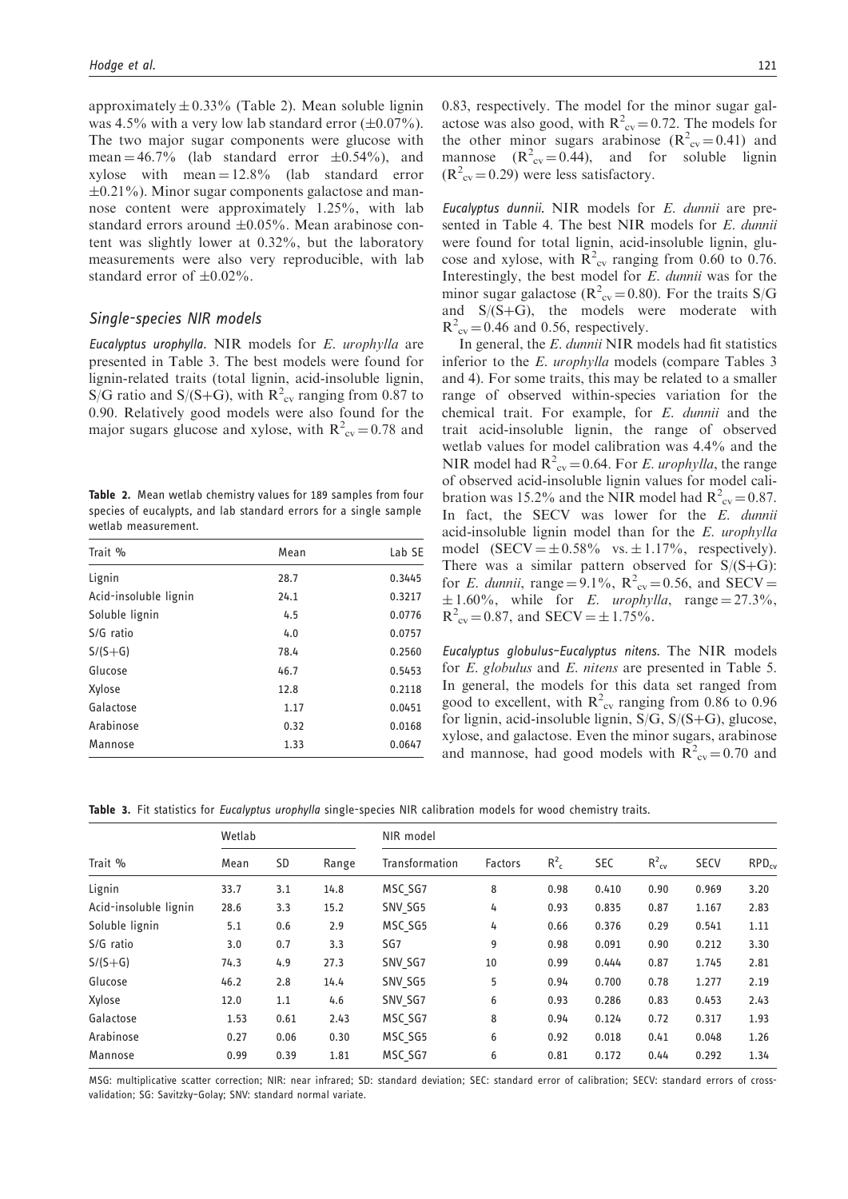approximately ± 0.33% (Table 2). Mean soluble lignin was 4.5% with a very low lab standard error (±0.07%). The two major sugar components were glucose with mean = 46.7% (lab standard error ±0.54%), and xylose with mean = 12.8% (lab standard error ±0.21%). Minor sugar components galactose and mannose content were approximately 1.25%, with lab standard errors around ±0.05%. Mean arabinose content was slightly lower at 0.32%, but the laboratory measurements were also very reproducible, with lab standard error of ±0.02%.

### Single-species NIR models

*Eucalyptus urophylla.* NIR models for *E. urophylla* are presented in Table 3. The best models were found for lignin-related traits (total lignin, acid-insoluble lignin, S/G ratio and S/(S+G), with $R^2_{cv}$ ranging from 0.87 to 0.90. Relatively good models were also found for the major sugars glucose and xylose, with $R^2_{cv}$ = 0.78 and 0.83, respectively. The model for the minor sugar galactose was also good, with $R^2_{cv}$ = 0.72. The models for the other minor sugars arabinose ($R^2_{cv}$ = 0.41) and mannose ($R^2_{cv}$ = 0.44), and for soluble lignin ($R^2_{cv}$ = 0.29) were less satisfactory.

**Table 2.** Mean wetlab chemistry values for 189 samples from four species of eucalypts, and lab standard errors for a single sample wetlab measurement.

| Trait % | Mean | Lab SE |
|---|---|---|
| Lignin | 28.7 | 0.3445 |
| Acid-insoluble lignin | 24.1 | 0.3217 |
| Soluble lignin | 4.5 | 0.0776 |
| S/G ratio | 4.0 | 0.0757 |
| S/(S+G) | 78.4 | 0.2560 |
| Glucose | 46.7 | 0.5453 |
| Xylose | 12.8 | 0.2118 |
| Galactose | 1.17 | 0.0451 |
| Arabinose | 0.32 | 0.0168 |
| Mannose | 1.33 | 0.0647 |

*Eucalyptus dunnii.* NIR models for *E. dunnii* are presented in Table 4. The best NIR models for *E. dunnii* were found for total lignin, acid-insoluble lignin, glucose and xylose, with $R^2_{cv}$ ranging from 0.60 to 0.76. Interestingly, the best model for *E. dunnii* was for the minor sugar galactose ($R^2_{cv}$ = 0.80). For the traits S/G and S/(S+G), the models were moderate with $R^2_{cv}$ = 0.46 and 0.56, respectively.

In general, the *E. dunnii* NIR models had fit statistics inferior to the *E. urophylla* models (compare Tables 3 and 4). For some traits, this may be related to a smaller range of observed within-species variation for the chemical trait. For example, for *E. dunnii* and the trait acid-insoluble lignin, the range of observed wetlab values for model calibration was 4.4% and the NIR model had $R^2_{cv}$ = 0.64. For *E. urophylla*, the range of observed acid-insoluble lignin values for model calibration was 15.2% and the NIR model had $R^2_{cv}$ = 0.87. In fact, the SECV was lower for the *E. dunnii* acid-insoluble lignin model than for the *E. urophylla* model (SECV = ± 0.58% vs. ± 1.17%, respectively). There was a similar pattern observed for S/(S+G): for *E. dunnii*, range = 9.1%, $R^2_{cv}$ = 0.56, and SECV = ± 1.60%, while for *E. urophylla*, range = 27.3%, $R^2_{cv}$ = 0.87, and SECV = ± 1.75%.

*Eucalyptus globulus–Eucalyptus nitens.* The NIR models for *E. globulus* and *E. nitens* are presented in Table 5. In general, the models for this data set ranged from good to excellent, with $R^2_{cv}$ ranging from 0.86 to 0.96 for lignin, acid-insoluble lignin, S/G, S/(S+G), glucose, xylose, and galactose. Even the minor sugars, arabinose and mannose, had good models with $R^2_{cv}$ = 0.70 and

**Table 3.** Fit statistics for *Eucalyptus urophylla* single-species NIR calibration models for wood chemistry traits.

| | Wetlab | | | NIR model | | | | | | |
|---|---|---|---|---|---|---|---|---|---|---|
| Trait % | Mean | SD | Range | Transformation | Factors | $R^2_c$ | SEC | $R^2_{cv}$ | SECV | $RPD_{cv}$ |
| Lignin | 33.7 | 3.1 | 14.8 | MSC_SG7 | 8 | 0.98 | 0.410 | 0.90 | 0.969 | 3.20 |
| Acid-insoluble lignin | 28.6 | 3.3 | 15.2 | SNV_SG5 | 4 | 0.93 | 0.835 | 0.87 | 1.167 | 2.83 |
| Soluble lignin | 5.1 | 0.6 | 2.9 | MSC_SG5 | 4 | 0.66 | 0.376 | 0.29 | 0.541 | 1.11 |
| S/G ratio | 3.0 | 0.7 | 3.3 | SG7 | 9 | 0.98 | 0.091 | 0.90 | 0.212 | 3.30 |
| S/(S+G) | 74.3 | 4.9 | 27.3 | SNV_SG7 | 10 | 0.99 | 0.444 | 0.87 | 1.745 | 2.81 |
| Glucose | 46.2 | 2.8 | 14.4 | SNV_SG5 | 5 | 0.94 | 0.700 | 0.78 | 1.277 | 2.19 |
| Xylose | 12.0 | 1.1 | 4.6 | SNV_SG7 | 6 | 0.93 | 0.286 | 0.83 | 0.453 | 2.43 |
| Galactose | 1.53 | 0.61 | 2.43 | MSC_SG7 | 8 | 0.94 | 0.124 | 0.72 | 0.317 | 1.93 |
| Arabinose | 0.27 | 0.06 | 0.30 | MSC_SG5 | 6 | 0.92 | 0.018 | 0.41 | 0.048 | 1.26 |
| Mannose | 0.99 | 0.39 | 1.81 | MSC_SG7 | 6 | 0.81 | 0.172 | 0.44 | 0.292 | 1.34 |

MSG: multiplicative scatter correction; NIR: near infrared; SD: standard deviation; SEC: standard error of calibration; SECV: standard errors of cross-validation; SG: Savitzky–Golay; SNV: standard normal variate.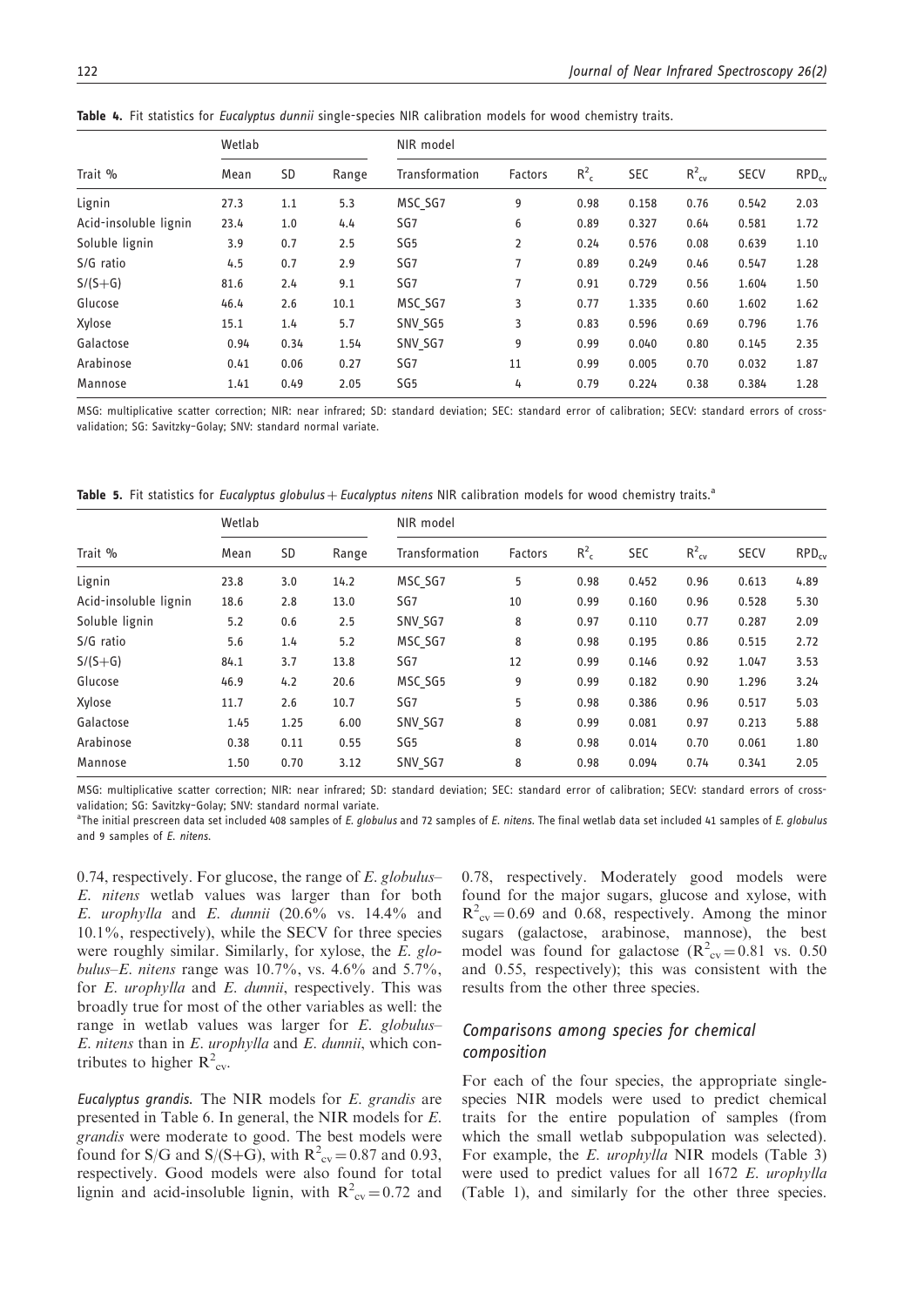**Table 4.** Fit statistics for *Eucalyptus dunnii* single-species NIR calibration models for wood chemistry traits.

| Trait % | Wetlab | | | NIR model | | | | | | |
|---|---|---|---|---|---|---|---|---|---|---|
| | Mean | SD | Range | Transformation | Factors | $R^2_c$ | SEC | $R^2_{cv}$ | SECV | $RPD_{cv}$ |
| Lignin | 27.3 | 1.1 | 5.3 | MSC_SG7 | 9 | 0.98 | 0.158 | 0.76 | 0.542 | 2.03 |
| Acid-insoluble lignin | 23.4 | 1.0 | 4.4 | SG7 | 6 | 0.89 | 0.327 | 0.64 | 0.581 | 1.72 |
| Soluble lignin | 3.9 | 0.7 | 2.5 | SG5 | 2 | 0.24 | 0.576 | 0.08 | 0.639 | 1.10 |
| S/G ratio | 4.5 | 0.7 | 2.9 | SG7 | 7 | 0.89 | 0.249 | 0.46 | 0.547 | 1.28 |
| S/(S+G) | 81.6 | 2.4 | 9.1 | SG7 | 7 | 0.91 | 0.729 | 0.56 | 1.604 | 1.50 |
| Glucose | 46.4 | 2.6 | 10.1 | MSC_SG7 | 3 | 0.77 | 1.335 | 0.60 | 1.602 | 1.62 |
| Xylose | 15.1 | 1.4 | 5.7 | SNV_SG7 | 3 | 0.83 | 0.596 | 0.69 | 0.796 | 1.76 |
| Galactose | 0.94 | 0.34 | 1.54 | SNV_SG7 | 9 | 0.99 | 0.040 | 0.80 | 0.145 | 2.35 |
| Arabinose | 0.41 | 0.06 | 0.27 | SG7 | 11 | 0.99 | 0.005 | 0.70 | 0.032 | 1.87 |
| Mannose | 1.41 | 0.49 | 2.05 | SG5 | 4 | 0.79 | 0.224 | 0.38 | 0.384 | 1.28 |

MSG: multiplicative scatter correction; NIR: near infrared; SD: standard deviation; SEC: standard error of calibration; SECV: standard errors of cross-validation; SG: Savitzky–Golay; SNV: standard normal variate.

**Table 5.** Fit statistics for *Eucalyptus globulus* + *Eucalyptus nitens* NIR calibration models for wood chemistry traits.[a]

| Trait % | Wetlab | | | NIR model | | | | | | |
|---|---|---|---|---|---|---|---|---|---|---|
| | Mean | SD | Range | Transformation | Factors | $R^2_c$ | SEC | $R^2_{cv}$ | SECV | $RPD_{cv}$ |
| Lignin | 23.8 | 3.0 | 14.2 | MSC_SG7 | 5 | 0.98 | 0.452 | 0.96 | 0.613 | 4.89 |
| Acid-insoluble lignin | 18.6 | 2.8 | 13.0 | SG7 | 10 | 0.99 | 0.160 | 0.96 | 0.528 | 5.30 |
| Soluble lignin | 5.2 | 0.6 | 2.5 | SNV_SG7 | 8 | 0.97 | 0.110 | 0.77 | 0.287 | 2.09 |
| S/G ratio | 5.6 | 1.4 | 5.2 | MSC_SG7 | 8 | 0.98 | 0.195 | 0.86 | 0.515 | 2.72 |
| S/(S+G) | 84.1 | 3.7 | 13.8 | SG7 | 12 | 0.99 | 0.146 | 0.92 | 1.047 | 3.53 |
| Glucose | 46.9 | 4.2 | 20.6 | MSC_SG5 | 9 | 0.99 | 0.182 | 0.90 | 1.296 | 3.24 |
| Xylose | 11.7 | 2.6 | 10.7 | SG7 | 5 | 0.98 | 0.386 | 0.96 | 0.517 | 5.03 |
| Galactose | 1.45 | 1.25 | 6.00 | SNV_SG7 | 8 | 0.99 | 0.081 | 0.97 | 0.213 | 5.88 |
| Arabinose | 0.38 | 0.11 | 0.55 | SG5 | 8 | 0.98 | 0.014 | 0.70 | 0.061 | 1.80 |
| Mannose | 1.50 | 0.70 | 3.12 | SNV_SG7 | 8 | 0.98 | 0.094 | 0.74 | 0.341 | 2.05 |

MSG: multiplicative scatter correction; NIR: near infrared; SD: standard deviation; SEC: standard error of calibration; SECV: standard errors of cross-validation; SG: Savitzky–Golay; SNV: standard normal variate.

[a]The initial prescreen data set included 408 samples of *E. globulus* and 72 samples of *E. nitens*. The final wetlab data set included 41 samples of *E. globulus* and 9 samples of *E. nitens*.

0.74, respectively. For glucose, the range of *E. globulus*–*E. nitens* wetlab values was larger than for both *E. urophylla* and *E. dunnii* (20.6% vs. 14.4% and 10.1%, respectively), while the SECV for three species were roughly similar. Similarly, for xylose, the *E. globulus*–*E. nitens* range was 10.7%, vs. 4.6% and 5.7%, for *E. urophylla* and *E. dunnii*, respectively. This was broadly true for most of the other variables as well: the range in wetlab values was larger for *E. globulus*–*E. nitens* than in *E. urophylla* and *E. dunnii*, which contributes to higher $R^2_{cv}$.

*Eucalyptus grandis*. The NIR models for *E. grandis* are presented in Table 6. In general, the NIR models for *E. grandis* were moderate to good. The best models were found for S/G and S/(S+G), with $R^2_{cv} = 0.87$ and 0.93, respectively. Good models were also found for total lignin and acid-insoluble lignin, with $R^2_{cv} = 0.72$ and 0.78, respectively. Moderately good models were found for the major sugars, glucose and xylose, with $R^2_{cv} = 0.69$ and 0.68, respectively. Among the minor sugars (galactose, arabinose, mannose), the best model was found for galactose ($R^2_{cv} = 0.81$ vs. 0.50 and 0.55, respectively); this was consistent with the results from the other three species.

## Comparisons among species for chemical composition

For each of the four species, the appropriate single-species NIR models were used to predict chemical traits for the entire population of samples (from which the small wetlab subpopulation was selected). For example, the *E. urophylla* NIR models (Table 3) were used to predict values for all 1672 *E. urophylla* (Table 1), and similarly for the other three species.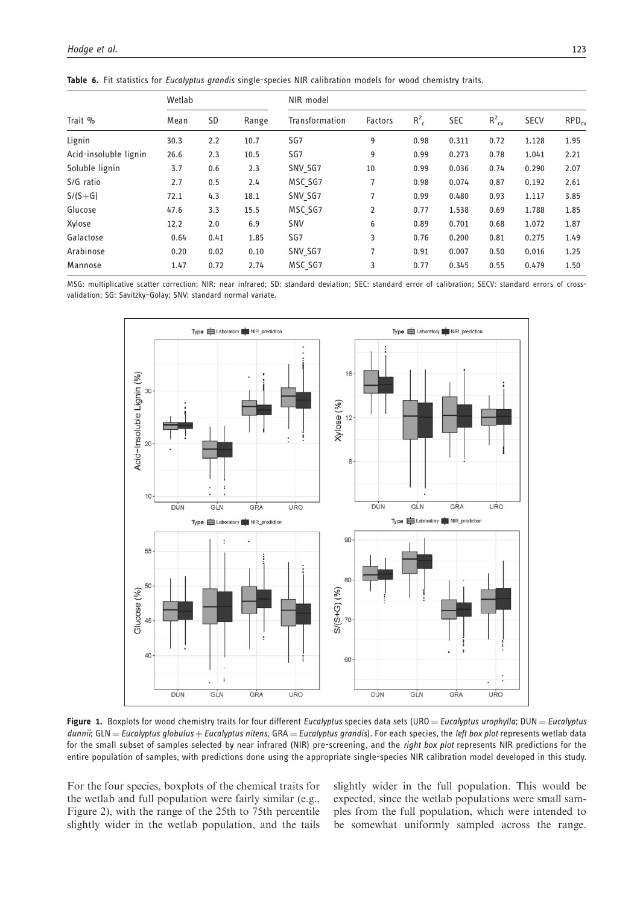**Table 6.** Fit statistics for *Eucalyptus grandis* single-species NIR calibration models for wood chemistry traits.

| Trait % | Wetlab | | | NIR model | | | | | | |
|---|---|---|---|---|---|---|---|---|---|---|
| | Mean | SD | Range | Transformation | Factors | $R^2_c$ | SEC | $R^2_{cv}$ | SECV | $RPD_{cv}$ |
| Lignin | 30.3 | 2.2 | 10.7 | SG7 | 9 | 0.98 | 0.311 | 0.72 | 1.128 | 1.95 |
| Acid-insoluble lignin | 26.6 | 2.3 | 10.5 | SG7 | 9 | 0.99 | 0.273 | 0.78 | 1.041 | 2.21 |
| Soluble lignin | 3.7 | 0.6 | 2.3 | SNV_SG7 | 10 | 0.99 | 0.036 | 0.74 | 0.290 | 2.07 |
| S/G ratio | 2.7 | 0.5 | 2.4 | MSC_SG7 | 7 | 0.98 | 0.074 | 0.87 | 0.192 | 2.61 |
| S/(S+G) | 72.1 | 4.3 | 18.1 | SNV_SG7 | 7 | 0.99 | 0.480 | 0.93 | 1.117 | 3.85 |
| Glucose | 47.6 | 3.3 | 15.5 | MSC_SG7 | 2 | 0.77 | 1.538 | 0.69 | 1.788 | 1.85 |
| Xylose | 12.2 | 2.0 | 6.9 | SNV | 6 | 0.89 | 0.701 | 0.68 | 1.072 | 1.87 |
| Galactose | 0.64 | 0.41 | 1.85 | SG7 | 3 | 0.76 | 0.200 | 0.81 | 0.275 | 1.49 |
| Arabinose | 0.20 | 0.02 | 0.10 | SNV_SG7 | 7 | 0.91 | 0.007 | 0.50 | 0.016 | 1.25 |
| Mannose | 1.47 | 0.72 | 2.74 | MSC_SG7 | 3 | 0.77 | 0.345 | 0.55 | 0.479 | 1.50 |

MSG: multiplicative scatter correction; NIR: near infrared; SD: standard deviation; SEC: standard error of calibration; SECV: standard errors of cross-validation; SG: Savitzky–Golay; SNV: standard normal variate.

**Figure 1.** Boxplots for wood chemistry traits for four different *Eucalyptus* species data sets (URO = *Eucalyptus urophylla*; DUN = *Eucalyptus dunnii*; GLN = *Eucalyptus globulus* + *Eucalyptus nitens*, GRA = *Eucalyptus grandis*). For each species, the *left box plot* represents wetlab data for the small subset of samples selected by near infrared (NIR) pre-screening, and the *right box plot* represents NIR predictions for the entire population of samples, with predictions done using the appropriate single-species NIR calibration model developed in this study.

For the four species, boxplots of the chemical traits for the wetlab and full population were fairly similar (e.g., Figure 2), with the range of the 25th to 75th percentile slightly wider in the wetlab population, and the tails slightly wider in the full population. This would be expected, since the wetlab populations were small samples from the full population, which were intended to be somewhat uniformly sampled across the range.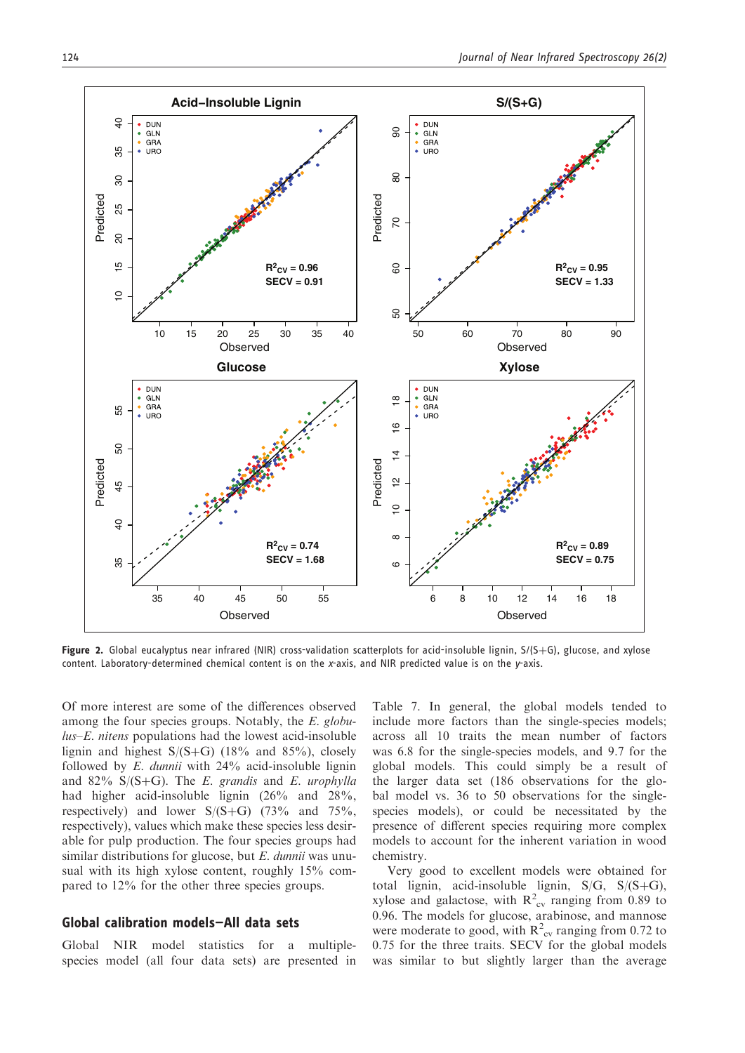**Figure 2.** Global eucalyptus near infrared (NIR) cross-validation scatterplots for acid-insoluble lignin, S/(S+G), glucose, and xylose content. Laboratory-determined chemical content is on the *x*-axis, and NIR predicted value is on the *y*-axis.

Of more interest are some of the differences observed among the four species groups. Notably, the *E. globulus–E. nitens* populations had the lowest acid-insoluble lignin and highest S/(S+G) (18% and 85%), closely followed by *E. dunnii* with 24% acid-insoluble lignin and 82% S/(S+G). The *E. grandis* and *E. urophylla* had higher acid-insoluble lignin (26% and 28%, respectively) and lower S/(S+G) (73% and 75%, respectively), values which make these species less desirable for pulp production. The four species groups had similar distributions for glucose, but *E. dunnii* was unusual with its high xylose content, roughly 15% compared to 12% for the other three species groups.

## Global calibration models—All data sets

Global NIR model statistics for a multiple-species model (all four data sets) are presented in Table 7. In general, the global models tended to include more factors than the single-species models; across all 10 traits the mean number of factors was 6.8 for the single-species models, and 9.7 for the global models. This could simply be a result of the larger data set (186 observations for the global model vs. 36 to 50 observations for the single-species models), or could be necessitated by the presence of different species requiring more complex models to account for the inherent variation in wood chemistry.

Very good to excellent models were obtained for total lignin, acid-insoluble lignin, S/G, S/(S+G), xylose and galactose, with $R^2_{cv}$ ranging from 0.89 to 0.96. The models for glucose, arabinose, and mannose were moderate to good, with $R^2_{cv}$ ranging from 0.72 to 0.75 for the three traits. SECV for the global models was similar to but slightly larger than the average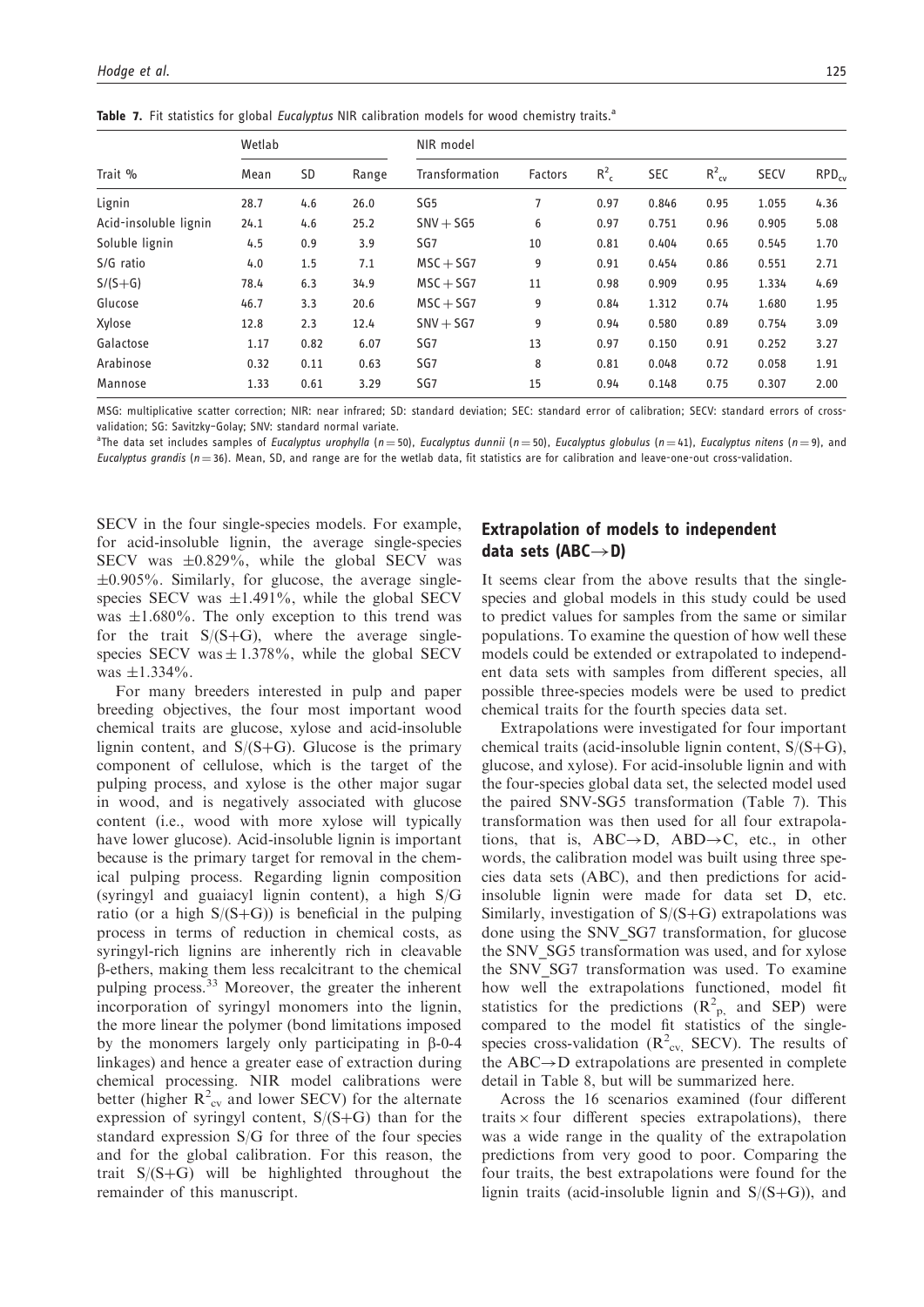**Table 7.** Fit statistics for global *Eucalyptus* NIR calibration models for wood chemistry traits.[a]

| Trait % | Wetlab | | | NIR model | | | | | | |
|---|---|---|---|---|---|---|---|---|---|---|
| | Mean | SD | Range | Transformation | Factors | $R^2_c$ | SEC | $R^2_{cv}$ | SECV | $RPD_{cv}$ |
| Lignin | 28.7 | 4.6 | 26.0 | SG5 | 7 | 0.97 | 0.846 | 0.95 | 1.055 | 4.36 |
| Acid-insoluble lignin | 24.1 | 4.6 | 25.2 | SNV + SG5 | 6 | 0.97 | 0.751 | 0.96 | 0.905 | 5.08 |
| Soluble lignin | 4.5 | 0.9 | 3.9 | SG7 | 10 | 0.81 | 0.404 | 0.65 | 0.545 | 1.70 |
| S/G ratio | 4.0 | 1.5 | 7.1 | MSC + SG7 | 9 | 0.91 | 0.454 | 0.86 | 0.551 | 2.71 |
| S/(S+G) | 78.4 | 6.3 | 34.9 | MSC + SG7 | 11 | 0.98 | 0.909 | 0.95 | 1.334 | 4.69 |
| Glucose | 46.7 | 3.3 | 20.6 | MSC + SG7 | 9 | 0.84 | 1.312 | 0.74 | 1.680 | 1.95 |
| Xylose | 12.8 | 2.3 | 12.4 | SNV + SG7 | 9 | 0.94 | 0.580 | 0.89 | 0.754 | 3.09 |
| Galactose | 1.17 | 0.82 | 6.07 | SG7 | 13 | 0.97 | 0.150 | 0.91 | 0.252 | 3.27 |
| Arabinose | 0.32 | 0.11 | 0.63 | SG7 | 8 | 0.81 | 0.048 | 0.72 | 0.058 | 1.91 |
| Mannose | 1.33 | 0.61 | 3.29 | SG7 | 15 | 0.94 | 0.148 | 0.75 | 0.307 | 2.00 |

MSG: multiplicative scatter correction; NIR: near infrared; SD: standard deviation; SEC: standard error of calibration; SECV: standard errors of cross-validation; SG: Savitzky–Golay; SNV: standard normal variate.

[a]The data set includes samples of *Eucalyptus urophylla* ($n = 50$), *Eucalyptus dunnii* ($n = 50$), *Eucalyptus globulus* ($n = 41$), *Eucalyptus nitens* ($n = 9$), and *Eucalyptus grandis* ($n = 36$). Mean, SD, and range are for the wetlab data, fit statistics are for calibration and leave-one-out cross-validation.

SECV in the four single-species models. For example, for acid-insoluble lignin, the average single-species SECV was ±0.829%, while the global SECV was ±0.905%. Similarly, for glucose, the average single-species SECV was ±1.491%, while the global SECV was ±1.680%. The only exception to this trend was for the trait S/(S+G), where the average single-species SECV was ± 1.378%, while the global SECV was ±1.334%.

For many breeders interested in pulp and paper breeding objectives, the four most important wood chemical traits are glucose, xylose and acid-insoluble lignin content, and S/(S+G). Glucose is the primary component of cellulose, which is the target of the pulping process, and xylose is the other major sugar in wood, and is negatively associated with glucose content (i.e., wood with more xylose will typically have lower glucose). Acid-insoluble lignin is important because is the primary target for removal in the chemical pulping process. Regarding lignin composition (syringyl and guaiacyl lignin content), a high S/G ratio (or a high S/(S+G)) is beneficial in the pulping process in terms of reduction in chemical costs, as syringyl-rich lignins are inherently rich in cleavable β-ethers, making them less recalcitrant to the chemical pulping process.[33] Moreover, the greater the inherent incorporation of syringyl monomers into the lignin, the more linear the polymer (bond limitations imposed by the monomers largely only participating in β-0-4 linkages) and hence a greater ease of extraction during chemical processing. NIR model calibrations were better (higher $R^2_{cv}$ and lower SECV) for the alternate expression of syringyl content, S/(S+G) than for the standard expression S/G for three of the four species and for the global calibration. For this reason, the trait S/(S+G) will be highlighted throughout the remainder of this manuscript.

## Extrapolation of models to independent data sets (ABC→D)

It seems clear from the above results that the single-species and global models in this study could be used to predict values for samples from the same or similar populations. To examine the question of how well these models could be extended or extrapolated to independent data sets with samples from different species, all possible three-species models were be used to predict chemical traits for the fourth species data set.

Extrapolations were investigated for four important chemical traits (acid-insoluble lignin content, S/(S+G), glucose, and xylose). For acid-insoluble lignin and with the four-species global data set, the selected model used the paired SNV-SG5 transformation (Table 7). This transformation was then used for all four extrapolations, that is, ABC→D, ABD→C, etc., in other words, the calibration model was built using three species data sets (ABC), and then predictions for acid-insoluble lignin were made for data set D, etc. Similarly, investigation of S/(S+G) extrapolations was done using the SNV_SG7 transformation, for glucose the SNV_SG5 transformation was used, and for xylose the SNV_SG7 transformation was used. To examine how well the extrapolations functioned, model fit statistics for the predictions ($R^2_p$ and SEP) were compared to the model fit statistics of the single-species cross-validation ($R^2_{cv}$, SECV). The results of the ABC→D extrapolations are presented in complete detail in Table 8, but will be summarized here.

Across the 16 scenarios examined (four different traits × four different species extrapolations), there was a wide range in the quality of the extrapolation predictions from very good to poor. Comparing the four traits, the best extrapolations were found for the lignin traits (acid-insoluble lignin and S/(S+G)), and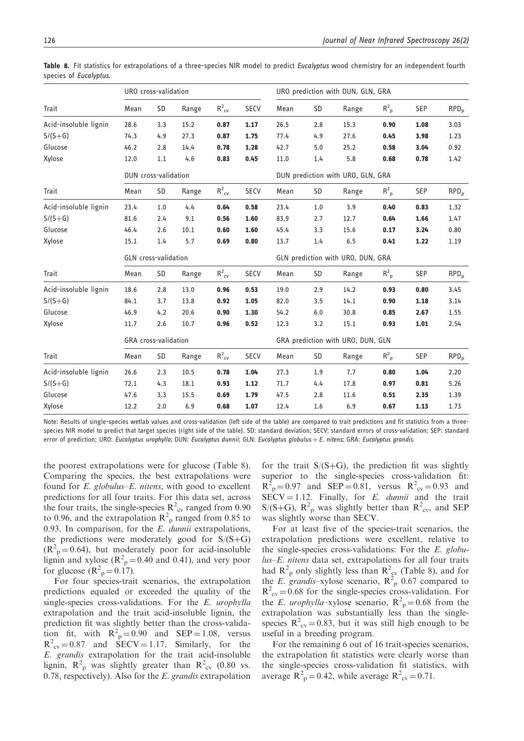**Table 8.** Fit statistics for extrapolations of a three-species NIR model to predict *Eucalyptus* wood chemistry for an independent fourth species of *Eucalyptus*.

| | URO cross-validation | | | | | URO prediction with DUN, GLN, GRA | | | | | |
|---|---|---|---|---|---|---|---|---|---|---|---|
| Trait | Mean | SD | Range | $R^2_{cv}$ | SECV | Mean | SD | Range | $R^2_p$ | SEP | $RPD_p$ |
| Acid-insoluble lignin | 28.6 | 3.3 | 15.2 | **0.87** | **1.17** | 26.5 | 2.8 | 15.3 | **0.90** | **1.08** | 3.03 |
| S/(S+G) | 74.3 | 4.9 | 27.3 | **0.87** | **1.75** | 77.4 | 4.9 | 27.6 | **0.45** | **3.98** | 1.23 |
| Glucose | 46.2 | 2.8 | 14.4 | **0.78** | **1.28** | 42.7 | 5.0 | 25.2 | **0.58** | **3.04** | 0.92 |
| Xylose | 12.0 | 1.1 | 4.6 | **0.83** | **0.45** | 11.0 | 1.4 | 5.8 | **0.68** | **0.78** | 1.42 |
| | DUN cross-validation | | | | | DUN prediction with URO, GLN, GRA | | | | | |
| Trait | Mean | SD | Range | $R^2_{cv}$ | SECV | Mean | SD | Range | $R^2_p$ | SEP | $RPD_p$ |
| Acid-insoluble lignin | 23.4 | 1.0 | 4.4 | **0.64** | **0.58** | 23.4 | 1.0 | 3.9 | **0.40** | **0.83** | 1.32 |
| S/(S+G) | 81.6 | 2.4 | 9.1 | **0.56** | **1.60** | 83.9 | 2.7 | 12.7 | **0.64** | **1.66** | 1.47 |
| Glucose | 46.4 | 2.6 | 10.1 | **0.60** | **1.60** | 45.4 | 3.3 | 15.6 | **0.17** | **3.24** | 0.80 |
| Xylose | 15.1 | 1.4 | 5.7 | **0.69** | **0.80** | 13.7 | 1.4 | 6.5 | **0.41** | **1.22** | 1.19 |
| | GLN cross-validation | | | | | GLN prediction with URO, DUN, GRA | | | | | |
| Trait | Mean | SD | Range | $R^2_{cv}$ | SECV | Mean | SD | Range | $R^2_p$ | SEP | $RPD_p$ |
| Acid-insoluble lignin | 18.6 | 2.8 | 13.0 | **0.96** | **0.53** | 19.0 | 2.9 | 14.2 | **0.93** | **0.80** | 3.45 |
| S/(S+G) | 84.1 | 3.7 | 13.8 | **0.92** | **1.05** | 82.0 | 3.5 | 14.1 | **0.90** | **1.18** | 3.14 |
| Glucose | 46.9 | 4.2 | 20.6 | **0.90** | **1.30** | 54.2 | 6.0 | 30.8 | **0.85** | **2.67** | 1.55 |
| Xylose | 11.7 | 2.6 | 10.7 | **0.96** | **0.52** | 12.3 | 3.2 | 15.1 | **0.93** | **1.01** | 2.54 |
| | GRA cross-validation | | | | | GRA prediction with URO, DUN, GLN | | | | | |
| Trait | Mean | SD | Range | $R^2_{cv}$ | SECV | Mean | SD | Range | $R^2_p$ | SEP | $RPD_p$ |
| Acid-insoluble lignin | 26.6 | 2.3 | 10.5 | **0.78** | **1.04** | 27.3 | 1.9 | 7.7 | **0.80** | **1.04** | 2.20 |
| S/(S+G) | 72.1 | 4.3 | 18.1 | **0.93** | **1.12** | 71.7 | 4.4 | 17.8 | **0.97** | **0.81** | 5.26 |
| Glucose | 47.6 | 3.3 | 15.5 | **0.69** | **1.79** | 47.5 | 2.8 | 11.6 | **0.51** | **2.35** | 1.39 |
| Xylose | 12.2 | 2.0 | 6.9 | **0.68** | **1.07** | 12.4 | 1.6 | 6.9 | **0.67** | **1.13** | 1.73 |

Note: Results of single-species wetlab values and cross-validation (left side of the table) are compared to trait predictions and fit statistics from a three-species NIR model to predict that target species (right side of the table). SD: standard deviation; SECV: standard errors of cross-validation; SEP: standard error of prediction; URO: *Eucalyptus urophylla*; DUN: *Eucalyptus dunnii*; GLN: *Eucalyptus globulus* + *E. nitens*; GRA: *Eucalyptus grandis*.

the poorest extrapolations were for glucose (Table 8). Comparing the species, the best extrapolations were found for *E. globulus*–*E. nitens*, with good to excellent predictions for all four traits. For this data set, across the four traits, the single-species $R^2_{cv}$ ranged from 0.90 to 0.96, and the extrapolation $R^2_p$ ranged from 0.85 to 0.93. In comparison, for the *E. dunnii* extrapolations, the predictions were moderately good for S/(S+G) ($R^2_p = 0.64$), but moderately poor for acid-insoluble lignin and xylose ($R^2_p = 0.40$ and 0.41), and very poor for glucose ($R^2_p = 0.17$).

For four species-trait scenarios, the extrapolation predictions equaled or exceeded the quality of the single-species cross-validations. For the *E. urophylla* extrapolation and the trait acid-insoluble lignin, the prediction fit was slightly better than the cross-validation fit, with $R^2_p = 0.90$ and SEP = 1.08, versus $R^2_{cv} = 0.87$ and SECV = 1.17. Similarly, for the *E. grandis* extrapolation for the trait acid-insoluble lignin, $R^2_p$ was slightly greater than $R^2_{cv}$ (0.80 vs. 0.78, respectively). Also for the *E. grandis* extrapolation for the trait S/(S+G), the prediction fit was slightly superior to the single-species cross-validation fit: $R^2_p = 0.97$ and SEP = 0.81, versus $R^2_{cv} = 0.93$ and SECV = 1.12. Finally, for *E. dunnii* and the trait S/(S+G), $R^2_p$ was slightly better than $R^2_{cv}$, and SEP was slightly worse than SECV.

For at least five of the species-trait scenarios, the extrapolation predictions were excellent, relative to the single-species cross-validations: For the *E. globulus*–*E. nitens* data set, extrapolations for all four traits had $R^2_p$ only slightly less than $R^2_{cv}$ (Table 8), and for the *E. grandis*–xylose scenario, $R^2_p$ 0.67 compared to $R^2_{cv} = 0.68$ for the single-species cross-validation. For the *E. urophylla*–xylose scenario, $R^2_p = 0.68$ from the extrapolation was substantially less than the single-species $R^2_{cv} = 0.83$, but it was still high enough to be useful in a breeding program.

For the remaining 6 out of 16 trait-species scenarios, the extrapolation fit statistics were clearly worse than the single-species cross-validation fit statistics, with average $R^2_p = 0.42$, while average $R^2_{cv} = 0.71$.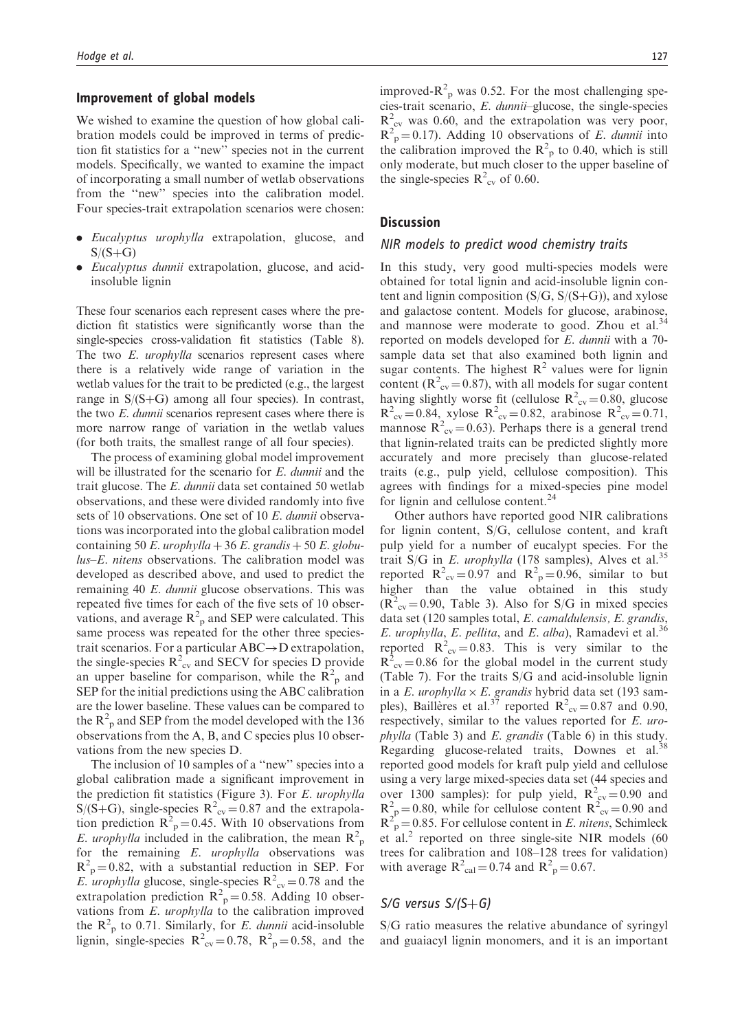## Improvement of global models

We wished to examine the question of how global calibration models could be improved in terms of prediction fit statistics for a "new" species not in the current models. Specifically, we wanted to examine the impact of incorporating a small number of wetlab observations from the "new" species into the calibration model. Four species-trait extrapolation scenarios were chosen:

- *Eucalyptus urophylla* extrapolation, glucose, and S/(S+G)
- *Eucalyptus dunnii* extrapolation, glucose, and acid-insoluble lignin

These four scenarios each represent cases where the prediction fit statistics were significantly worse than the single-species cross-validation fit statistics (Table 8). The two *E. urophylla* scenarios represent cases where there is a relatively wide range of variation in the wetlab values for the trait to be predicted (e.g., the largest range in S/(S+G) among all four species). In contrast, the two *E. dunnii* scenarios represent cases where there is more narrow range of variation in the wetlab values (for both traits, the smallest range of all four species).

The process of examining global model improvement will be illustrated for the scenario for *E. dunnii* and the trait glucose. The *E. dunnii* data set contained 50 wetlab observations, and these were divided randomly into five sets of 10 observations. One set of 10 *E. dunnii* observations was incorporated into the global calibration model containing 50 *E. urophylla* + 36 *E. grandis* + 50 *E. globulus–E. nitens* observations. The calibration model was developed as described above, and used to predict the remaining 40 *E. dunnii* glucose observations. This was repeated five times for each of the five sets of 10 observations, and average $R^2_p$ and SEP were calculated. This same process was repeated for the other three species-trait scenarios. For a particular ABC→D extrapolation, the single-species $R^2_{cv}$ and SECV for species D provide an upper baseline for comparison, while the $R^2_p$ and SEP for the initial predictions using the ABC calibration are the lower baseline. These values can be compared to the $R^2_p$ and SEP from the model developed with the 136 observations from the A, B, and C species plus 10 observations from the new species D.

The inclusion of 10 samples of a "new" species into a global calibration made a significant improvement in the prediction fit statistics (Figure 3). For *E. urophylla* S/(S+G), single-species $R^2_{cv} = 0.87$ and the extrapolation prediction $R^2_p = 0.45$. With 10 observations from *E. urophylla* included in the calibration, the mean $R^2_p$ for the remaining *E. urophylla* observations was $R^2_p = 0.82$, with a substantial reduction in SEP. For *E. urophylla* glucose, single-species $R^2_{cv} = 0.78$ and the extrapolation prediction $R^2_p = 0.58$. Adding 10 observations from *E. urophylla* to the calibration improved the $R^2_p$ to 0.71. Similarly, for *E. dunnii* acid-insoluble lignin, single-species $R^2_{cv} = 0.78$, $R^2_p = 0.58$, and the improved-$R^2_p$ was 0.52. For the most challenging species-trait scenario, *E. dunnii*–glucose, the single-species $R^2_{cv}$ was 0.60, and the extrapolation was very poor, $R^2_p = 0.17$). Adding 10 observations of *E. dunnii* into the calibration improved the $R^2_p$ to 0.40, which is still only moderate, but much closer to the upper baseline of the single-species $R^2_{cv}$ of 0.60.

## Discussion

### NIR models to predict wood chemistry traits

In this study, very good multi-species models were obtained for total lignin and acid-insoluble lignin content and lignin composition (S/G, S/(S+G)), and xylose and galactose content. Models for glucose, arabinose, and mannose were moderate to good. Zhou et al.[34] reported on models developed for *E. dunnii* with a 70-sample data set that also examined both lignin and sugar contents. The highest $R^2$ values were for lignin content ($R^2_{cv} = 0.87$), with all models for sugar content having slightly worse fit (cellulose $R^2_{cv} = 0.80$, glucose $R^2_{cv} = 0.84$, xylose $R^2_{cv} = 0.82$, arabinose $R^2_{cv} = 0.71$, mannose $R^2_{cv} = 0.63$). Perhaps there is a general trend that lignin-related traits can be predicted slightly more accurately and more precisely than glucose-related traits (e.g., pulp yield, cellulose composition). This agrees with findings for a mixed-species pine model for lignin and cellulose content.[24]

Other authors have reported good NIR calibrations for lignin content, S/G, cellulose content, and kraft pulp yield for a number of eucalypt species. For the trait S/G in *E. urophylla* (178 samples), Alves et al.[35] reported $R^2_{cv} = 0.97$ and $R^2_p = 0.96$, similar to but higher than the value obtained in this study ($R^2_{cv} = 0.90$, Table 3). Also for S/G in mixed species data set (120 samples total, *E. camaldulensis, E. grandis, E. urophylla, E. pellita*, and *E. alba*), Ramadevi et al.[36] reported $R^2_{cv} = 0.83$. This is very similar to the $R^2_{cv} = 0.86$ for the global model in the current study (Table 7). For the traits S/G and acid-insoluble lignin in a *E. urophylla* × *E. grandis* hybrid data set (193 samples), Baillères et al.[37] reported $R^2_{cv} = 0.87$ and 0.90, respectively, similar to the values reported for *E. urophylla* (Table 3) and *E. grandis* (Table 6) in this study. Regarding glucose-related traits, Downes et al.[38] reported good models for kraft pulp yield and cellulose using a very large mixed-species data set (44 species and over 1300 samples): for pulp yield, $R^2_{cv} = 0.90$ and $R^2_p = 0.80$, while for cellulose content $R^2_{cv} = 0.90$ and $R^2_p = 0.85$. For cellulose content in *E. nitens*, Schimleck et al.[2] reported on three single-site NIR models (60 trees for calibration and 108–128 trees for validation) with average $R^2_{cal} = 0.74$ and $R^2_p = 0.67$.

### S/G versus S/(S+G)

S/G ratio measures the relative abundance of syringyl and guaiacyl lignin monomers, and it is an important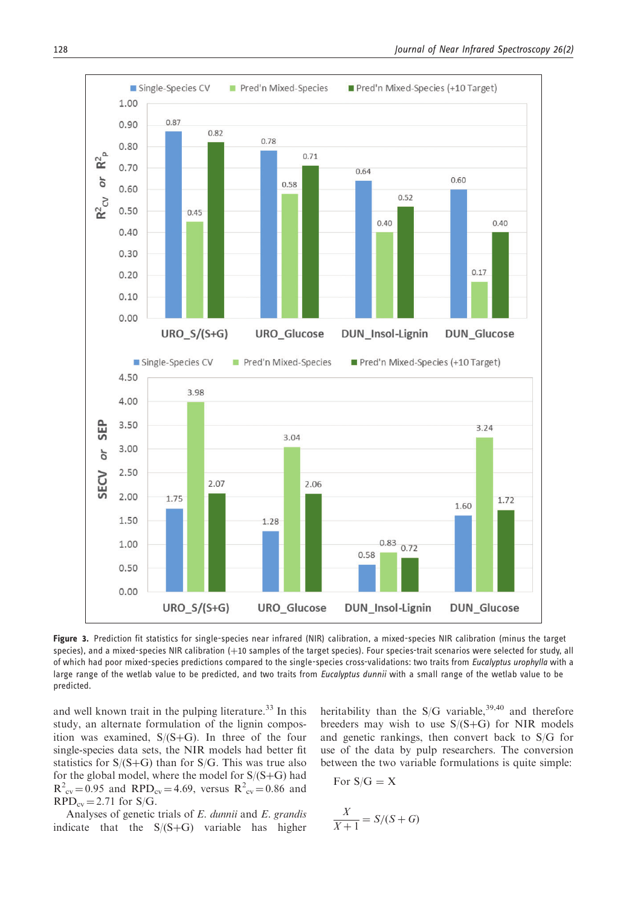**Figure 3.** Prediction fit statistics for single-species near infrared (NIR) calibration, a mixed-species NIR calibration (minus the target species), and a mixed-species NIR calibration (+10 samples of the target species). Four species-trait scenarios were selected for study, all of which had poor mixed-species predictions compared to the single-species cross-validations: two traits from *Eucalyptus urophylla* with a large range of the wetlab value to be predicted, and two traits from *Eucalyptus dunnii* with a small range of the wetlab value to be predicted.

and well known trait in the pulping literature.[33] In this study, an alternate formulation of the lignin composition was examined, S/(S+G). In three of the four single-species data sets, the NIR models had better fit statistics for S/(S+G) than for S/G. This was true also for the global model, where the model for S/(S+G) had $R^2_{cv} = 0.95$ and $RPD_{cv} = 4.69$, versus $R^2_{cv} = 0.86$ and $RPD_{cv} = 2.71$ for S/G.

Analyses of genetic trials of *E. dunnii* and *E. grandis* indicate that the S/(S+G) variable has higher heritability than the S/G variable,[39,40] and therefore breeders may wish to use S/(S+G) for NIR models and genetic rankings, then convert back to S/G for use of the data by pulp researchers. The conversion between the two variable formulations is quite simple:

For S/G = X

$$\frac{X}{X+1} = S/(S+G)$$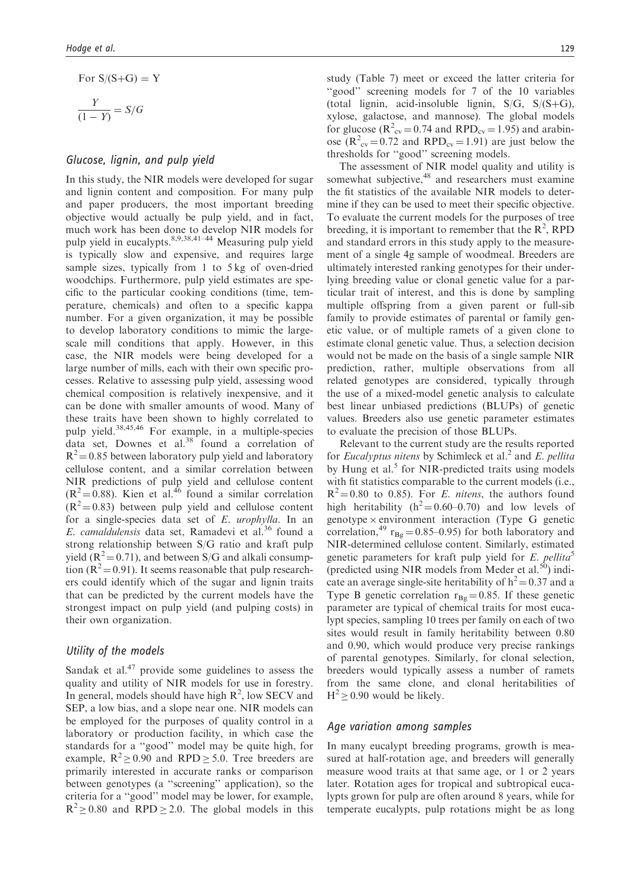For S/(S+G) = Y

$$\frac{Y}{(1-Y)} = S/G$$

### Glucose, lignin, and pulp yield

In this study, the NIR models were developed for sugar and lignin content and composition. For many pulp and paper producers, the most important breeding objective would actually be pulp yield, and in fact, much work has been done to develop NIR models for pulp yield in eucalypts.[8,9,38,41–44] Measuring pulp yield is typically slow and expensive, and requires large sample sizes, typically from 1 to 5 kg of oven-dried woodchips. Furthermore, pulp yield estimates are specific to the particular cooking conditions (time, temperature, chemicals) and often to a specific kappa number. For a given organization, it may be possible to develop laboratory conditions to mimic the large-scale mill conditions that apply. However, in this case, the NIR models were being developed for a large number of mills, each with their own specific processes. Relative to assessing pulp yield, assessing wood chemical composition is relatively inexpensive, and it can be done with smaller amounts of wood. Many of these traits have been shown to highly correlated to pulp yield.[38,45,46] For example, in a multiple-species data set, Downes et al.[38] found a correlation of $R^2 = 0.85$ between laboratory pulp yield and laboratory cellulose content, and a similar correlation between NIR predictions of pulp yield and cellulose content ($R^2 = 0.88$). Kien et al.[46] found a similar correlation ($R^2 = 0.83$) between pulp yield and cellulose content for a single-species data set of *E. urophylla*. In an *E. camaldulensis* data set, Ramadevi et al.[36] found a strong relationship between S/G ratio and kraft pulp yield ($R^2 = 0.71$), and between S/G and alkali consumption ($R^2 = 0.91$). It seems reasonable that pulp researchers could identify which of the sugar and lignin traits that can be predicted by the current models have the strongest impact on pulp yield (and pulping costs) in their own organization.

### Utility of the models

Sandak et al.[47] provide some guidelines to assess the quality and utility of NIR models for use in forestry. In general, models should have high $R^2$, low SECV and SEP, a low bias, and a slope near one. NIR models can be employed for the purposes of quality control in a laboratory or production facility, in which case the standards for a "good" model may be quite high, for example, $R^2 \geq 0.90$ and $\text{RPD} \geq 5.0$. Tree breeders are primarily interested in accurate ranks or comparison between genotypes (a "screening" application), so the criteria for a "good" model may be lower, for example, $R^2 \geq 0.80$ and $\text{RPD} \geq 2.0$. The global models in this study (Table 7) meet or exceed the latter criteria for "good" screening models for 7 of the 10 variables (total lignin, acid-insoluble lignin, S/G, S/(S+G), xylose, galactose, and mannose). The global models for glucose ($R^2_{cv} = 0.74$ and $\text{RPD}_{cv} = 1.95$) and arabinose ($R^2_{cv} = 0.72$ and $\text{RPD}_{cv} = 1.91$) are just below the thresholds for "good" screening models.

The assessment of NIR model quality and utility is somewhat subjective,[48] and researchers must examine the fit statistics of the available NIR models to determine if they can be used to meet their specific objective. To evaluate the current models for the purposes of tree breeding, it is important to remember that the $R^2$, RPD and standard errors in this study apply to the measurement of a single 4g sample of woodmeal. Breeders are ultimately interested ranking genotypes for their underlying breeding value or clonal genetic value for a particular trait of interest, and this is done by sampling multiple offspring from a given parent or full-sib family to provide estimates of parental or family genetic value, or of multiple ramets of a given clone to estimate clonal genetic value. Thus, a selection decision would not be made on the basis of a single sample NIR prediction, rather, multiple observations from all related genotypes are considered, typically through the use of a mixed-model genetic analysis to calculate best linear unbiased predictions (BLUPs) of genetic values. Breeders also use genetic parameter estimates to evaluate the precision of those BLUPs.

Relevant to the current study are the results reported for *Eucalyptus nitens* by Schimleck et al.[2] and *E. pellita* by Hung et al.[5] for NIR-predicted traits using models with fit statistics comparable to the current models (i.e., $R^2 = 0.80$ to 0.85). For *E. nitens*, the authors found high heritability ($h^2 = 0.60$–0.70) and low levels of genotype × environment interaction (Type G genetic correlation,[49] $r_{Bg} = 0.85$–0.95) for both laboratory and NIR-determined cellulose content. Similarly, estimated genetic parameters for kraft pulp yield for *E. pellita*[5] (predicted using NIR models from Meder et al.[50]) indicate an average single-site heritability of $h^2 = 0.37$ and a Type B genetic correlation $r_{Bg} = 0.85$. If these genetic parameter are typical of chemical traits for most eucalypt species, sampling 10 trees per family on each of two sites would result in family heritability between 0.80 and 0.90, which would produce very precise rankings of parental genotypes. Similarly, for clonal selection, breeders would typically assess a number of ramets from the same clone, and clonal heritabilities of $H^2 \geq 0.90$ would be likely.

### Age variation among samples

In many eucalypt breeding programs, growth is measured at half-rotation age, and breeders will generally measure wood traits at that same age, or 1 or 2 years later. Rotation ages for tropical and subtropical eucalypts grown for pulp are often around 8 years, while for temperate eucalypts, pulp rotations might be as long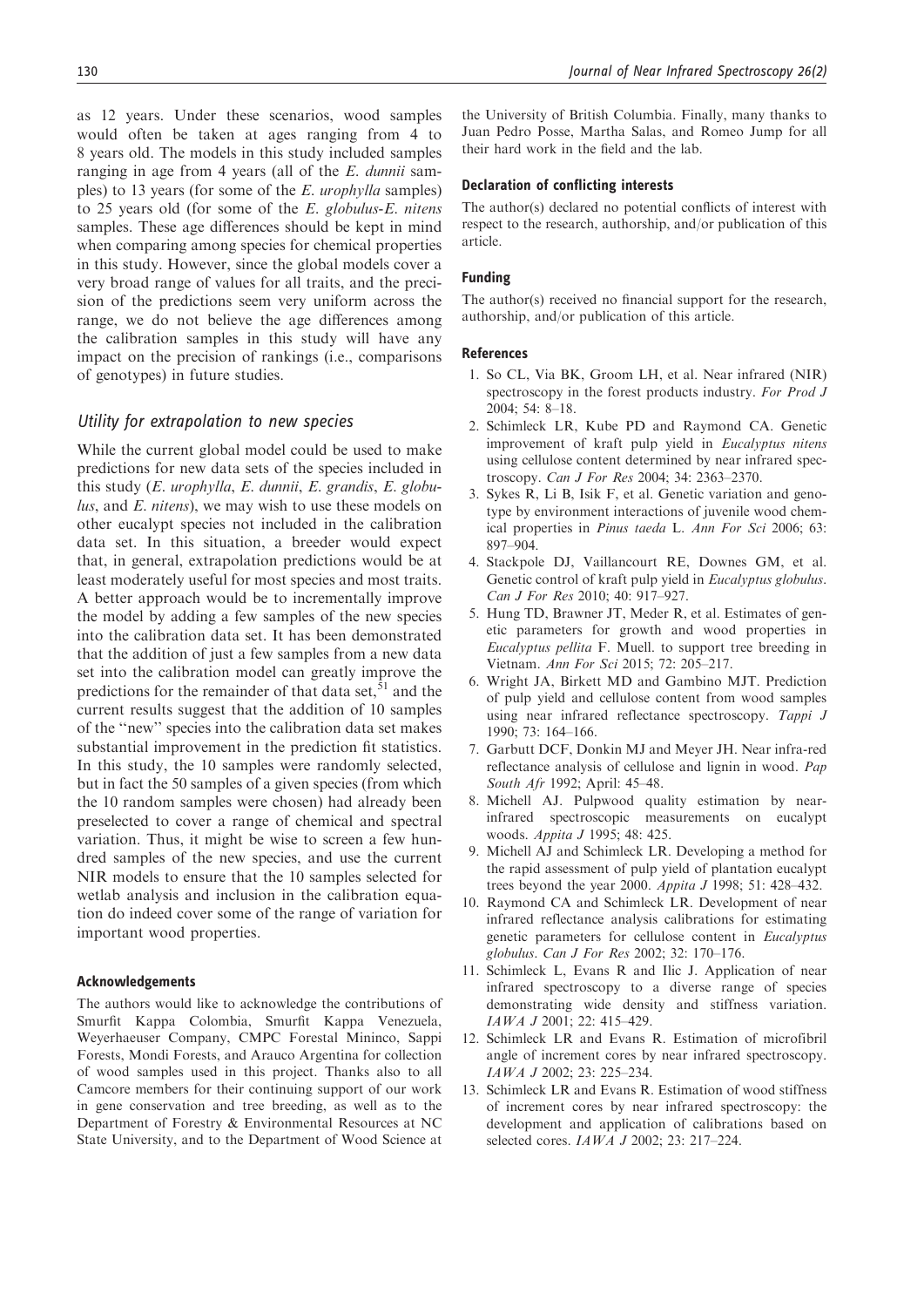as 12 years. Under these scenarios, wood samples would often be taken at ages ranging from 4 to 8 years old. The models in this study included samples ranging in age from 4 years (all of the *E. dunnii* samples) to 13 years (for some of the *E. urophylla* samples) to 25 years old (for some of the *E. globulus-E. nitens* samples. These age differences should be kept in mind when comparing among species for chemical properties in this study. However, since the global models cover a very broad range of values for all traits, and the precision of the predictions seem very uniform across the range, we do not believe the age differences among the calibration samples in this study will have any impact on the precision of rankings (i.e., comparisons of genotypes) in future studies.

### *Utility for extrapolation to new species*

While the current global model could be used to make predictions for new data sets of the species included in this study (*E. urophylla*, *E. dunnii*, *E. grandis*, *E. globulus*, and *E. nitens*), we may wish to use these models on other eucalypt species not included in the calibration data set. In this situation, a breeder would expect that, in general, extrapolation predictions would be at least moderately useful for most species and most traits. A better approach would be to incrementally improve the model by adding a few samples of the new species into the calibration data set. It has been demonstrated that the addition of just a few samples from a new data set into the calibration model can greatly improve the predictions for the remainder of that data set,[51] and the current results suggest that the addition of 10 samples of the "new" species into the calibration data set makes substantial improvement in the prediction fit statistics. In this study, the 10 samples were randomly selected, but in fact the 50 samples of a given species (from which the 10 random samples were chosen) had already been preselected to cover a range of chemical and spectral variation. Thus, it might be wise to screen a few hundred samples of the new species, and use the current NIR models to ensure that the 10 samples selected for wetlab analysis and inclusion in the calibration equation do indeed cover some of the range of variation for important wood properties.

## Acknowledgements

The authors would like to acknowledge the contributions of Smurfit Kappa Colombia, Smurfit Kappa Venezuela, Weyerhaeuser Company, CMPC Forestal Mininco, Sappi Forests, Mondi Forests, and Arauco Argentina for collection of wood samples used in this project. Thanks also to all Camcore members for their continuing support of our work in gene conservation and tree breeding, as well as to the Department of Forestry & Environmental Resources at NC State University, and to the Department of Wood Science at the University of British Columbia. Finally, many thanks to Juan Pedro Posse, Martha Salas, and Romeo Jump for all their hard work in the field and the lab.

## Declaration of conflicting interests

The author(s) declared no potential conflicts of interest with respect to the research, authorship, and/or publication of this article.

## Funding

The author(s) received no financial support for the research, authorship, and/or publication of this article.

## References

1. So CL, Via BK, Groom LH, et al. Near infrared (NIR) spectroscopy in the forest products industry. *For Prod J* 2004; 54: 8–18.
2. Schimleck LR, Kube PD and Raymond CA. Genetic improvement of kraft pulp yield in *Eucalyptus nitens* using cellulose content determined by near infrared spectroscopy. *Can J For Res* 2004; 34: 2363–2370.
3. Sykes R, Li B, Isik F, et al. Genetic variation and genotype by environment interactions of juvenile wood chemical properties in *Pinus taeda* L. *Ann For Sci* 2006; 63: 897–904.
4. Stackpole DJ, Vaillancourt RE, Downes GM, et al. Genetic control of kraft pulp yield in *Eucalyptus globulus*. *Can J For Res* 2010; 40: 917–927.
5. Hung TD, Brawner JT, Meder R, et al. Estimates of genetic parameters for growth and wood properties in *Eucalyptus pellita* F. Muell. to support tree breeding in Vietnam. *Ann For Sci* 2015; 72: 205–217.
6. Wright JA, Birkett MD and Gambino MJT. Prediction of pulp yield and cellulose content from wood samples using near infrared reflectance spectroscopy. *Tappi J* 1990; 73: 164–166.
7. Garbutt DCF, Donkin MJ and Meyer JH. Near infra-red reflectance analysis of cellulose and lignin in wood. *Pap South Afr* 1992; April: 45–48.
8. Michell AJ. Pulpwood quality estimation by near-infrared spectroscopic measurements on eucalypt woods. *Appita J* 1995; 48: 425.
9. Michell AJ and Schimleck LR. Developing a method for the rapid assessment of pulp yield of plantation eucalypt trees beyond the year 2000. *Appita J* 1998; 51: 428–432.
10. Raymond CA and Schimleck LR. Development of near infrared reflectance analysis calibrations for estimating genetic parameters for cellulose content in *Eucalyptus globulus*. *Can J For Res* 2002; 32: 170–176.
11. Schimleck L, Evans R and Ilic J. Application of near infrared spectroscopy to a diverse range of species demonstrating wide density and stiffness variation. *IAWA J* 2001; 22: 415–429.
12. Schimleck LR and Evans R. Estimation of microfibril angle of increment cores by near infrared spectroscopy. *IAWA J* 2002; 23: 225–234.
13. Schimleck LR and Evans R. Estimation of wood stiffness of increment cores by near infrared spectroscopy: the development and application of calibrations based on selected cores. *IAWA J* 2002; 23: 217–224.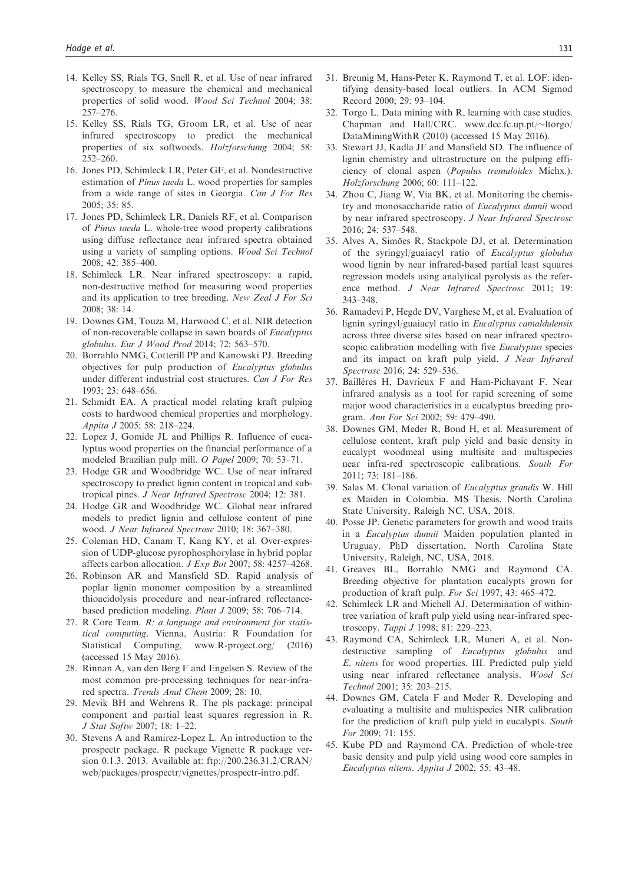14. Kelley SS, Rials TG, Snell R, et al. Use of near infrared spectroscopy to measure the chemical and mechanical properties of solid wood. *Wood Sci Technol* 2004; 38: 257–276.
15. Kelley SS, Rials TG, Groom LR, et al. Use of near infrared spectroscopy to predict the mechanical properties of six softwoods. *Holzforschung* 2004; 58: 252–260.
16. Jones PD, Schimleck LR, Peter GF, et al. Nondestructive estimation of *Pinus taeda* L. wood properties for samples from a wide range of sites in Georgia. *Can J For Res* 2005; 35: 85.
17. Jones PD, Schimleck LR, Daniels RF, et al. Comparison of *Pinus taeda* L. whole-tree wood property calibrations using diffuse reflectance near infrared spectra obtained using a variety of sampling options. *Wood Sci Technol* 2008; 42: 385–400.
18. Schimleck LR. Near infrared spectroscopy: a rapid, non-destructive method for measuring wood properties and its application to tree breeding. *New Zeal J For Sci* 2008; 38: 14.
19. Downes GM, Touza M, Harwood C, et al. NIR detection of non-recoverable collapse in sawn boards of *Eucalyptus globulus*. *Eur J Wood Prod* 2014; 72: 563–570.
20. Borrahlo NMG, Cotterill PP and Kanowski PJ. Breeding objectives for pulp production of *Eucalyptus globulus* under different industrial cost structures. *Can J For Res* 1993; 23: 648–656.
21. Schmidt EA. A practical model relating kraft pulping costs to hardwood chemical properties and morphology. *Appita J* 2005; 58: 218–224.
22. Lopez J, Gomide JL and Phillips R. Influence of eucalyptus wood properties on the financial performance of a modeled Brazilian pulp mill. *O Papel* 2009; 70: 53–71.
23. Hodge GR and Woodbridge WC. Use of near infrared spectroscopy to predict lignin content in tropical and subtropical pines. *J Near Infrared Spectrosc* 2004; 12: 381.
24. Hodge GR and Woodbridge WC. Global near infrared models to predict lignin and cellulose content of pine wood. *J Near Infrared Spectrosc* 2010; 18: 367–380.
25. Coleman HD, Canam T, Kang KY, et al. Over-expression of UDP-glucose pyrophosphorylase in hybrid poplar affects carbon allocation. *J Exp Bot* 2007; 58: 4257–4268.
26. Robinson AR and Mansfield SD. Rapid analysis of poplar lignin monomer composition by a streamlined thioacidolysis procedure and near-infrared reflectance-based prediction modeling. *Plant J* 2009; 58: 706–714.
27. R Core Team. *R: a language and environment for statistical computing*. Vienna, Austria: R Foundation for Statistical Computing, www.R-project.org/ (2016) (accessed 15 May 2016).
28. Rinnan A, van den Berg F and Engelsen S. Review of the most common pre-processing techniques for near-infrared spectra. *Trends Anal Chem* 2009; 28: 10.
29. Mevik BH and Wehrens R. The pls package: principal component and partial least squares regression in R. *J Stat Softw* 2007; 18: 1–22.
30. Stevens A and Ramirez-Lopez L. An introduction to the prospectr package. R package Vignette R package version 0.1.3. 2013. Available at: ftp://200.236.31.2/CRAN/web/packages/prospectr/vignettes/prospectr-intro.pdf.
31. Breunig M, Hans-Peter K, Raymond T, et al. LOF: identifying density-based local outliers. In ACM Sigmod Record 2000; 29: 93–104.
32. Torgo L. Data mining with R, learning with case studies. Chapman and Hall/CRC. www.dcc.fc.up.pt/~ltorgo/DataMiningWithR (2010) (accessed 15 May 2016).
33. Stewart JJ, Kadla JF and Mansfield SD. The influence of lignin chemistry and ultrastructure on the pulping efficiency of clonal aspen (*Populus tremuloides* Michx.). *Holzforschung* 2006; 60: 111–122.
34. Zhou C, Jiang W, Via BK, et al. Monitoring the chemistry and monosaccharide ratio of *Eucalyptus dunnii* wood by near infrared spectroscopy. *J Near Infrared Spectrosc* 2016; 24: 537–548.
35. Alves A, Simões R, Stackpole DJ, et al. Determination of the syringyl/guaiacyl ratio of *Eucalyptus globulus* wood lignin by near infrared-based partial least squares regression models using analytical pyrolysis as the reference method. *J Near Infrared Spectrosc* 2011; 19: 343–348.
36. Ramadevi P, Hegde DV, Varghese M, et al. Evaluation of lignin syringyl/guaiacyl ratio in *Eucalyptus camaldulensis* across three diverse sites based on near infrared spectroscopic calibration modelling with five *Eucalyptus* species and its impact on kraft pulp yield. *J Near Infrared Spectrosc* 2016; 24: 529–536.
37. Baillères H, Davrieux F and Ham-Pichavant F. Near infrared analysis as a tool for rapid screening of some major wood characteristics in a eucalyptus breeding program. *Ann For Sci* 2002; 59: 479–490.
38. Downes GM, Meder R, Bond H, et al. Measurement of cellulose content, kraft pulp yield and basic density in eucalypt woodmeal using multisite and multispecies near infra-red spectroscopic calibrations. *South For* 2011; 73: 181–186.
39. Salas M. Clonal variation of *Eucalyptus grandis* W. Hill ex Maiden in Colombia. MS Thesis, North Carolina State University, Raleigh NC, USA, 2018.
40. Posse JP. Genetic parameters for growth and wood traits in a *Eucalyptus dunnii* Maiden population planted in Uruguay. PhD dissertation, North Carolina State University, Raleigh, NC, USA, 2018.
41. Greaves BL, Borrahlo NMG and Raymond CA. Breeding objective for plantation eucalypts grown for production of kraft pulp. *For Sci* 1997; 43: 465–472.
42. Schimleck LR and Michell AJ. Determination of within-tree variation of kraft pulp yield using near-infrared spectroscopy. *Tappi J* 1998; 81: 229–223.
43. Raymond CA, Schimleck LR, Muneri A, et al. Nondestructive sampling of *Eucalyptus globulus* and *E. nitens* for wood properties. III. Predicted pulp yield using near infrared reflectance analysis. *Wood Sci Technol* 2001; 35: 203–215.
44. Downes GM, Catela F and Meder R. Developing and evaluating a multisite and multispecies NIR calibration for the prediction of kraft pulp yield in eucalypts. *South For* 2009; 71: 155.
45. Kube PD and Raymond CA. Prediction of whole-tree basic density and pulp yield using wood core samples in *Eucalyptus nitens*. *Appita J* 2002; 55: 43–48.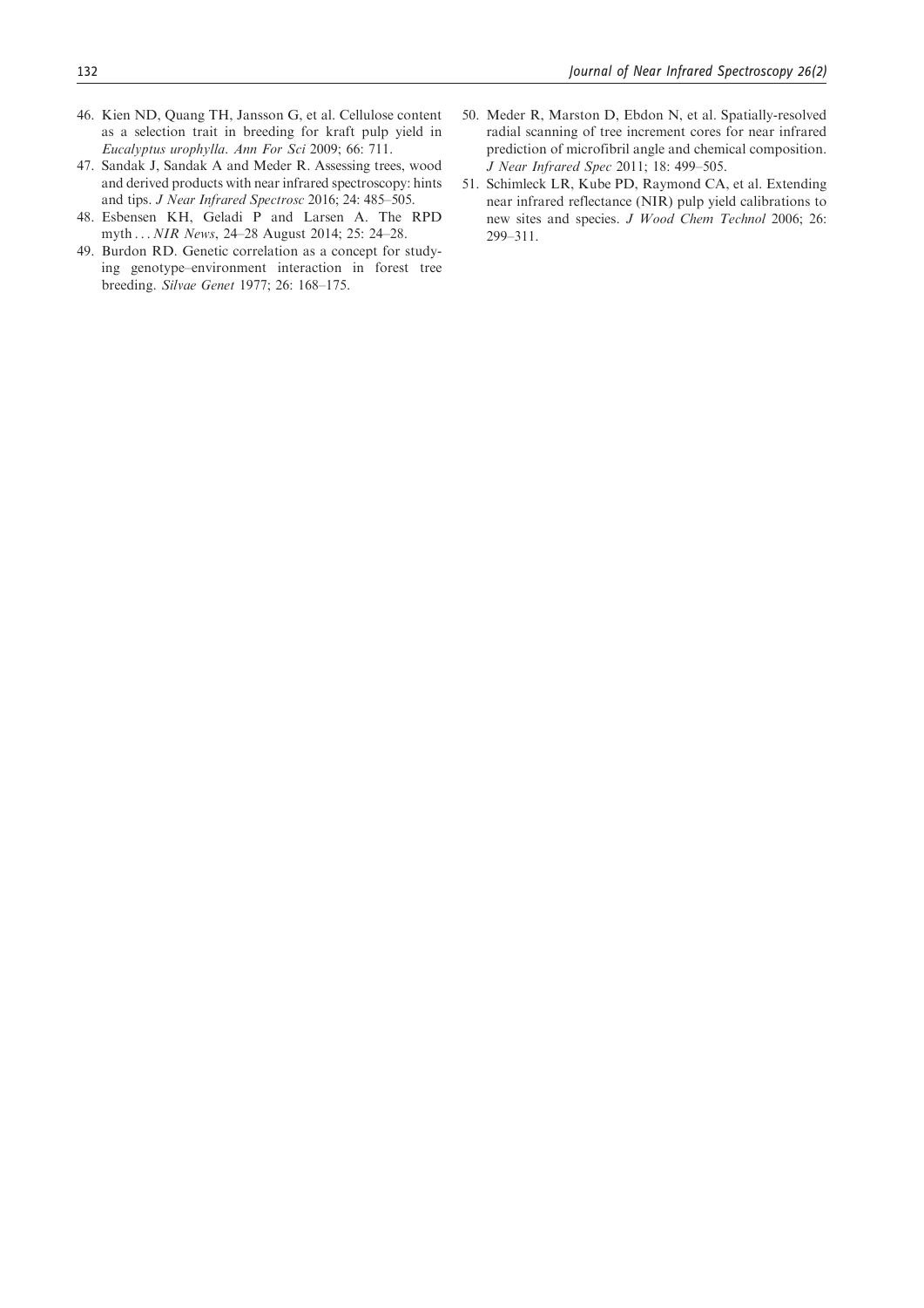46. Kien ND, Quang TH, Jansson G, et al. Cellulose content as a selection trait in breeding for kraft pulp yield in *Eucalyptus urophylla*. *Ann For Sci* 2009; 66: 711.
47. Sandak J, Sandak A and Meder R. Assessing trees, wood and derived products with near infrared spectroscopy: hints and tips. *J Near Infrared Spectrosc* 2016; 24: 485–505.
48. Esbensen KH, Geladi P and Larsen A. The RPD myth ... *NIR News*, 24–28 August 2014; 25: 24–28.
49. Burdon RD. Genetic correlation as a concept for studying genotype–environment interaction in forest tree breeding. *Silvae Genet* 1977; 26: 168–175.
50. Meder R, Marston D, Ebdon N, et al. Spatially-resolved radial scanning of tree increment cores for near infrared prediction of microfibril angle and chemical composition. *J Near Infrared Spec* 2011; 18: 499–505.
51. Schimleck LR, Kube PD, Raymond CA, et al. Extending near infrared reflectance (NIR) pulp yield calibrations to new sites and species. *J Wood Chem Technol* 2006; 26: 299–311.